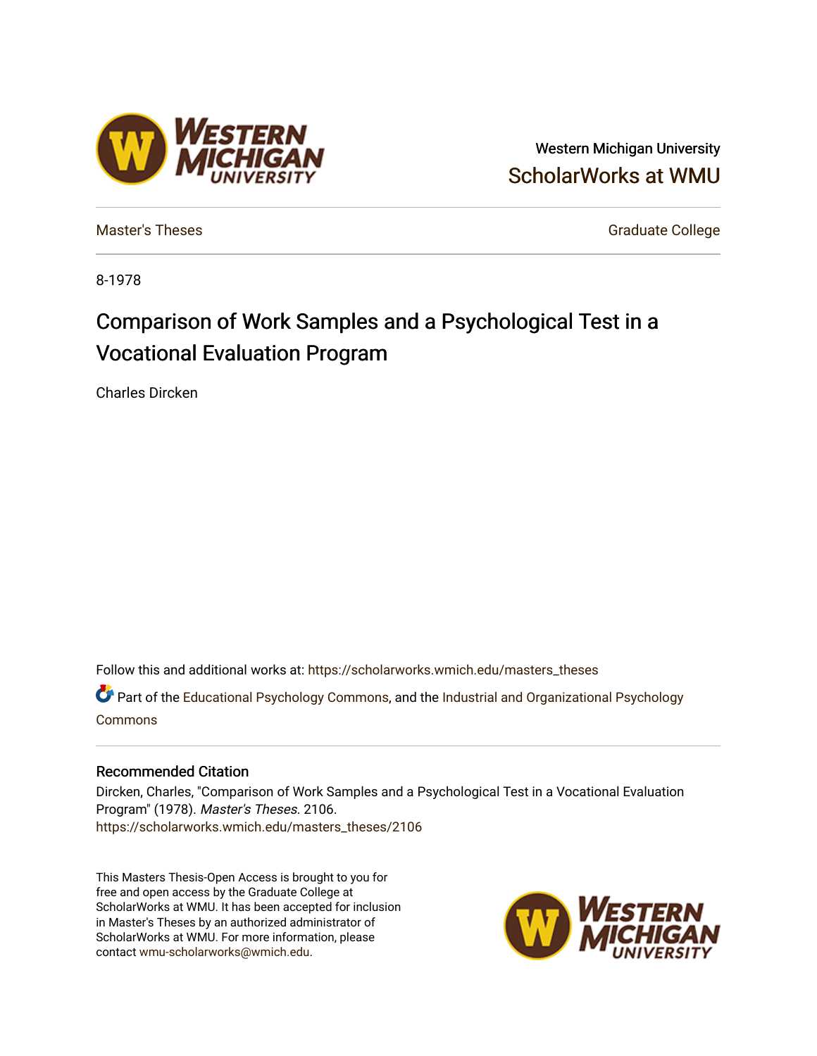Western Michigan University

ScholarWorks at WMU

Master's Theses

Graduate College

8-1978

# Comparison of Work Samples and a Psychological Test in a Vocational Evaluation Program

Charles Dircken

Follow this and additional works at: https://scholarworks.wmich.edu/masters_theses

Part of the Educational Psychology Commons, and the Industrial and Organizational Psychology Commons

## Recommended Citation

Dircken, Charles, "Comparison of Work Samples and a Psychological Test in a Vocational Evaluation Program" (1978). *Master's Theses*. 2106.
https://scholarworks.wmich.edu/masters_theses/2106

This Masters Thesis-Open Access is brought to you for free and open access by the Graduate College at ScholarWorks at WMU. It has been accepted for inclusion in Master's Theses by an authorized administrator of ScholarWorks at WMU. For more information, please contact wmu-scholarworks@wmich.edu.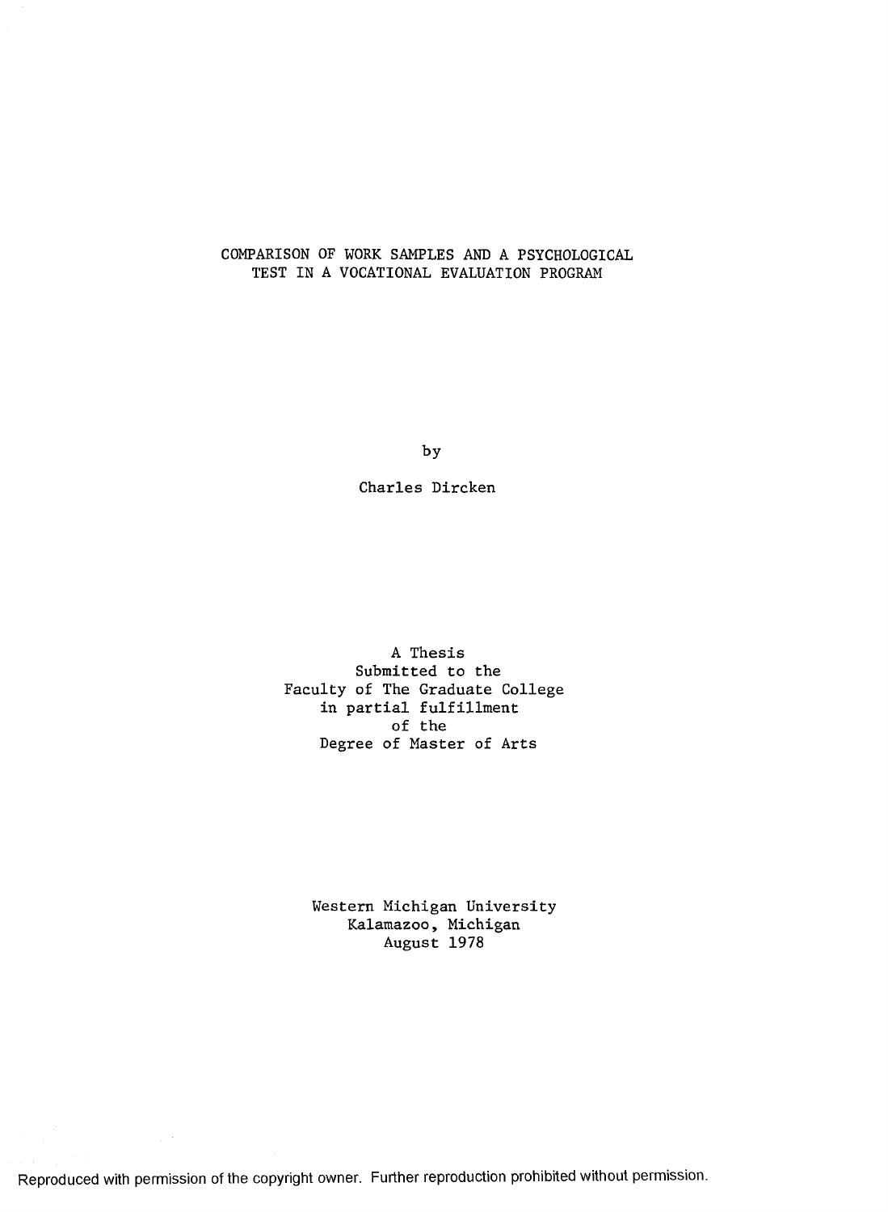# COMPARISON OF WORK SAMPLES AND A PSYCHOLOGICAL TEST IN A VOCATIONAL EVALUATION PROGRAM

by

Charles Dircken

A Thesis
Submitted to the
Faculty of The Graduate College
in partial fulfillment
of the
Degree of Master of Arts

Western Michigan University
Kalamazoo, Michigan
August 1978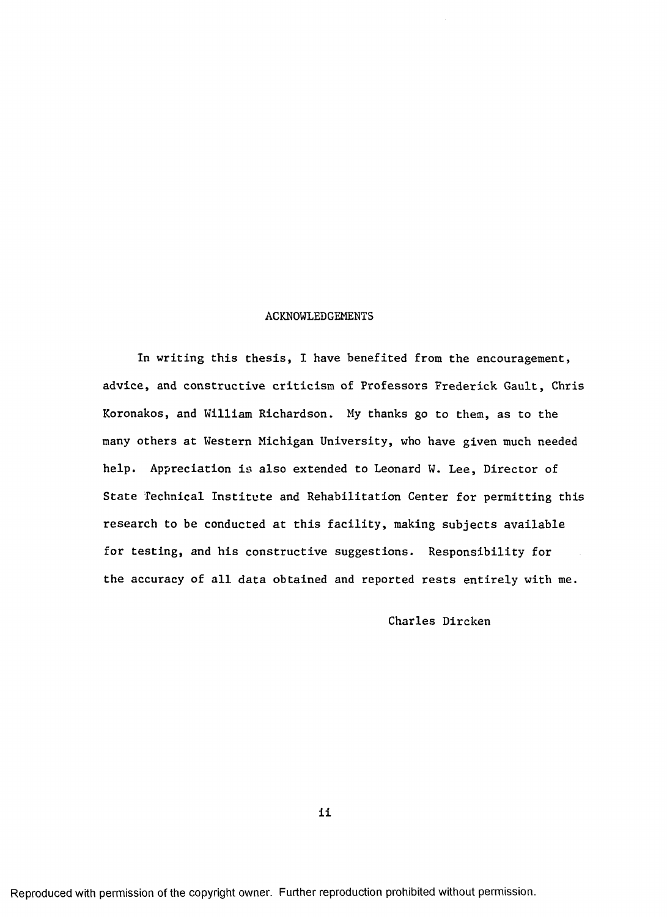# ACKNOWLEDGEMENTS

In writing this thesis, I have benefited from the encouragement, advice, and constructive criticism of Professors Frederick Gault, Chris Koronakos, and William Richardson. My thanks go to them, as to the many others at Western Michigan University, who have given much needed help. Appreciation is also extended to Leonard W. Lee, Director of State Technical Institute and Rehabilitation Center for permitting this research to be conducted at this facility, making subjects available for testing, and his constructive suggestions. Responsibility for the accuracy of all data obtained and reported rests entirely with me.

Charles Dircken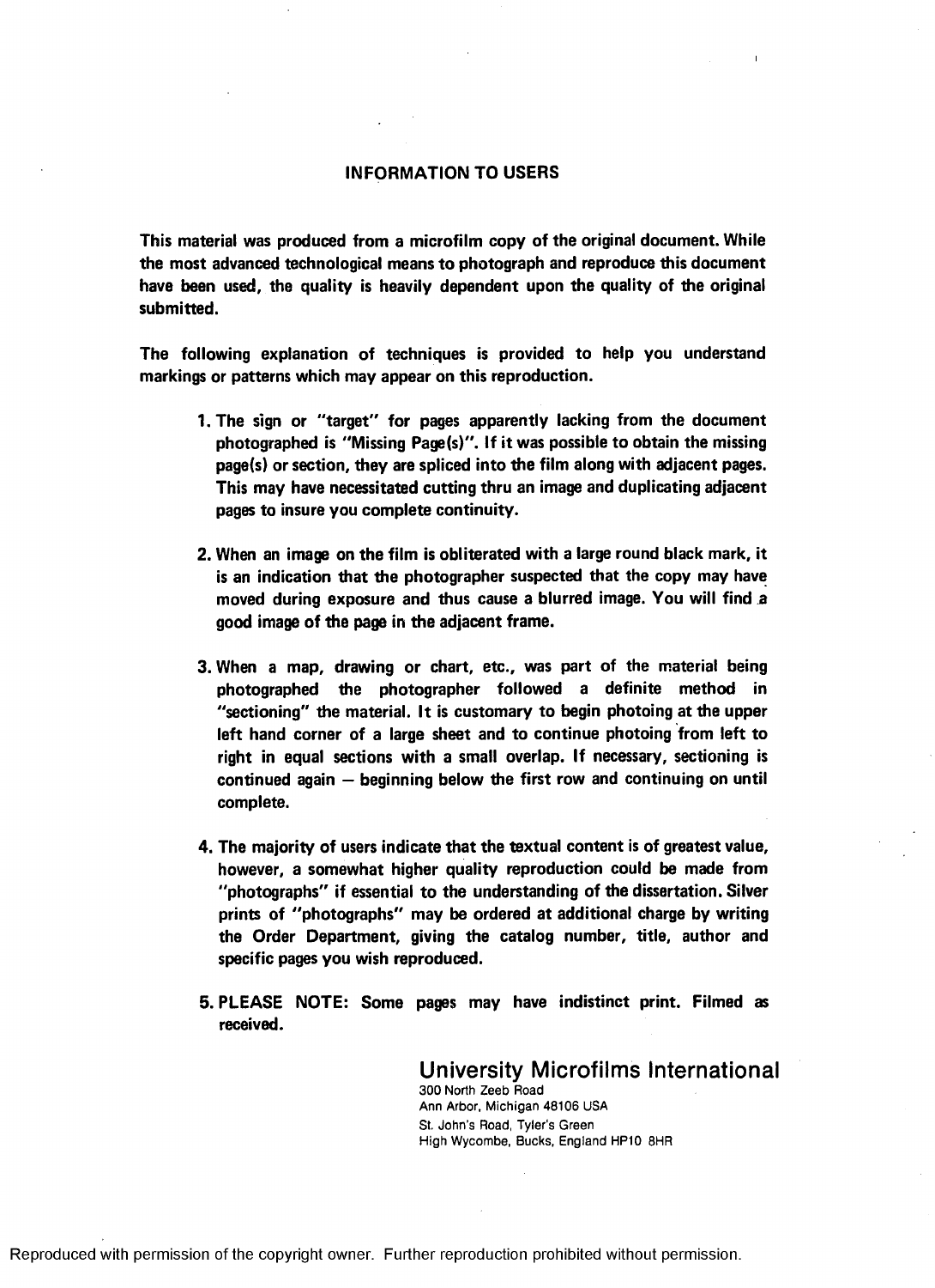## INFORMATION TO USERS

**This material was produced from a microfilm copy of the original document. While the most advanced technological means to photograph and reproduce this document have been used, the quality is heavily dependent upon the quality of the original submitted.**

**The following explanation of techniques is provided to help you understand markings or patterns which may appear on this reproduction.**

1. **The sign or "target" for pages apparently lacking from the document photographed is "Missing Page(s)". If it was possible to obtain the missing page(s) or section, they are spliced into the film along with adjacent pages. This may have necessitated cutting thru an image and duplicating adjacent pages to insure you complete continuity.**

2. **When an image on the film is obliterated with a large round black mark, it is an indication that the photographer suspected that the copy may have moved during exposure and thus cause a blurred image. You will find a good image of the page in the adjacent frame.**

3. **When a map, drawing or chart, etc., was part of the material being photographed the photographer followed a definite method in "sectioning" the material. It is customary to begin photoing at the upper left hand corner of a large sheet and to continue photoing from left to right in equal sections with a small overlap. If necessary, sectioning is continued again — beginning below the first row and continuing on until complete.**

4. **The majority of users indicate that the textual content is of greatest value, however, a somewhat higher quality reproduction could be made from "photographs" if essential to the understanding of the dissertation. Silver prints of "photographs" may be ordered at additional charge by writing the Order Department, giving the catalog number, title, author and specific pages you wish reproduced.**

5. **PLEASE NOTE: Some pages may have indistinct print. Filmed as received.**

University Microfilms International
300 North Zeeb Road
Ann Arbor, Michigan 48106 USA
St. John's Road, Tyler's Green
High Wycombe, Bucks, England HP10 8HR

Reproduced with permission of the copyright owner. Further reproduction prohibited without permission.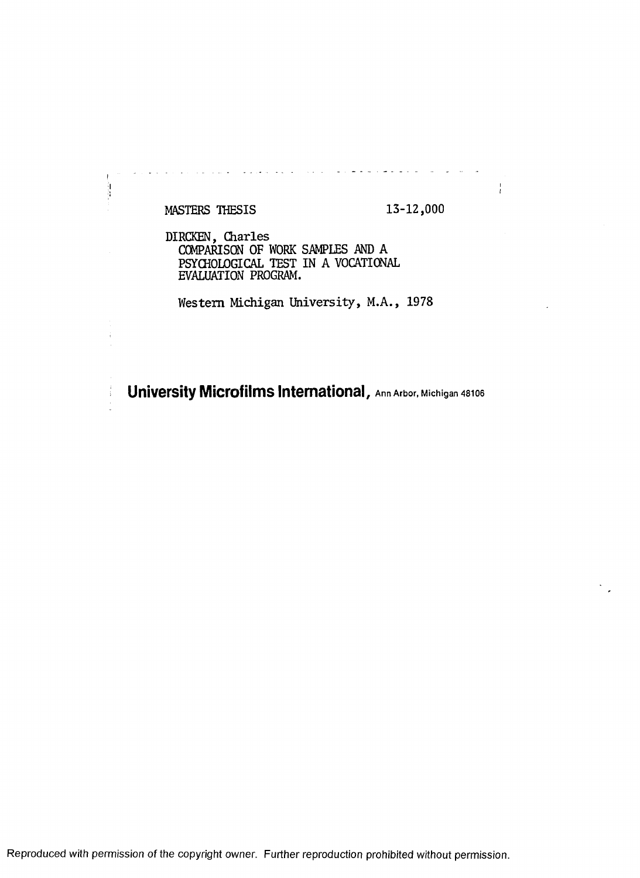MASTERS THESIS 13-12,000

DIRCKEN, Charles
COMPARISON OF WORK SAMPLES AND A PSYCHOLOGICAL TEST IN A VOCATIONAL EVALUATION PROGRAM.

Western Michigan University, M.A., 1978

**University Microfilms International**, Ann Arbor, Michigan 48106

Reproduced with permission of the copyright owner. Further reproduction prohibited without permission.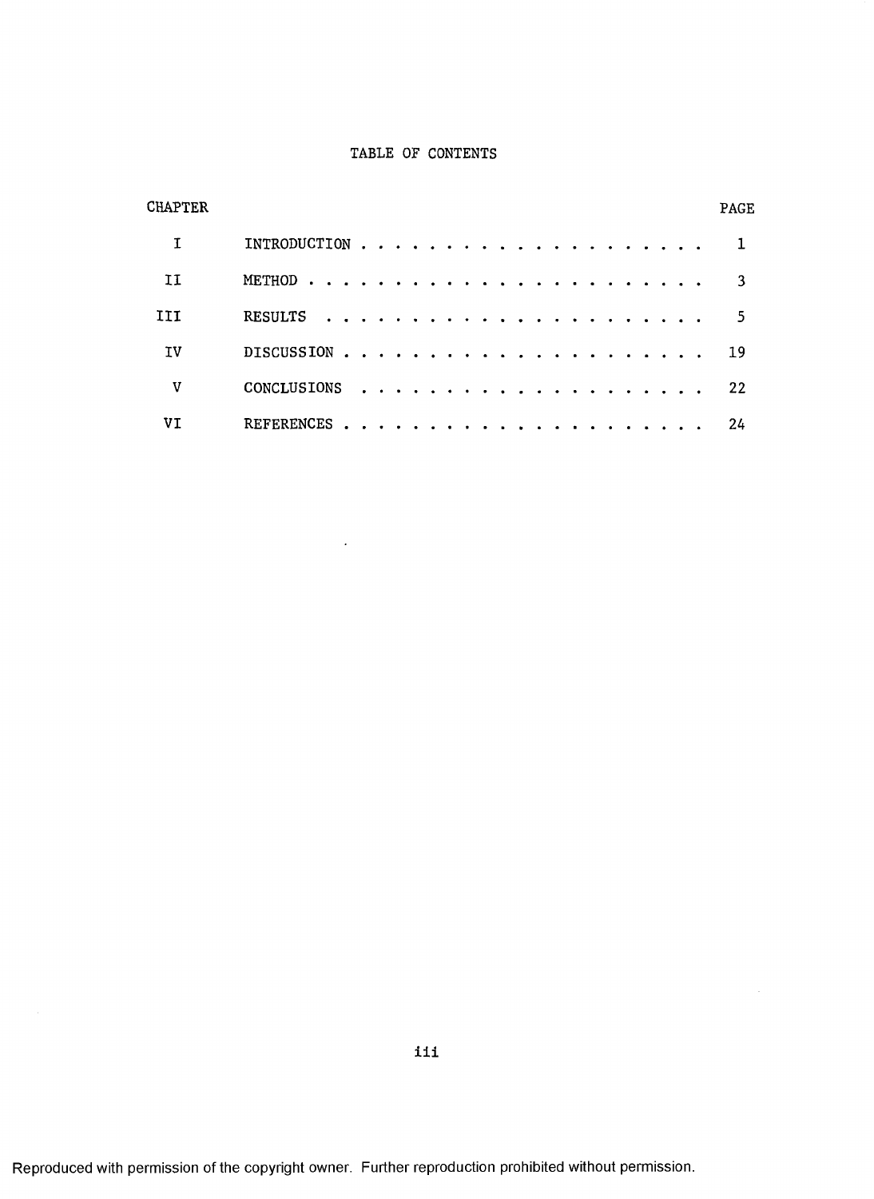# TABLE OF CONTENTS

| CHAPTER | | PAGE |
|---|---|---|
| I | INTRODUCTION | 1 |
| II | METHOD | 3 |
| III | RESULTS | 5 |
| IV | DISCUSSION | 19 |
| V | CONCLUSIONS | 22 |
| VI | REFERENCES | 24 |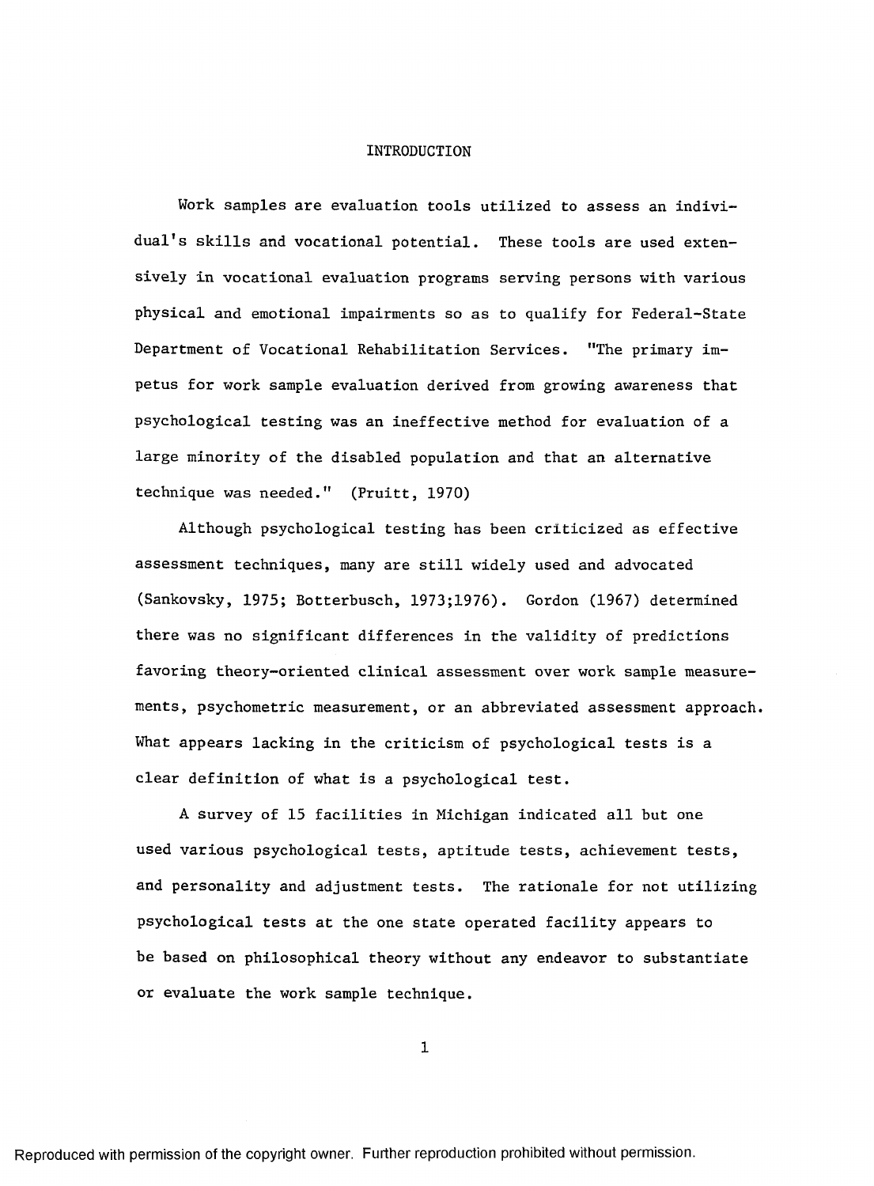# INTRODUCTION

Work samples are evaluation tools utilized to assess an individual's skills and vocational potential. These tools are used extensively in vocational evaluation programs serving persons with various physical and emotional impairments so as to qualify for Federal-State Department of Vocational Rehabilitation Services. "The primary impetus for work sample evaluation derived from growing awareness that psychological testing was an ineffective method for evaluation of a large minority of the disabled population and that an alternative technique was needed." (Pruitt, 1970)

Although psychological testing has been criticized as effective assessment techniques, many are still widely used and advocated (Sankovsky, 1975; Botterbusch, 1973;1976). Gordon (1967) determined there was no significant differences in the validity of predictions favoring theory-oriented clinical assessment over work sample measurements, psychometric measurement, or an abbreviated assessment approach. What appears lacking in the criticism of psychological tests is a clear definition of what is a psychological test.

A survey of 15 facilities in Michigan indicated all but one used various psychological tests, aptitude tests, achievement tests, and personality and adjustment tests. The rationale for not utilizing psychological tests at the one state operated facility appears to be based on philosophical theory without any endeavor to substantiate or evaluate the work sample technique.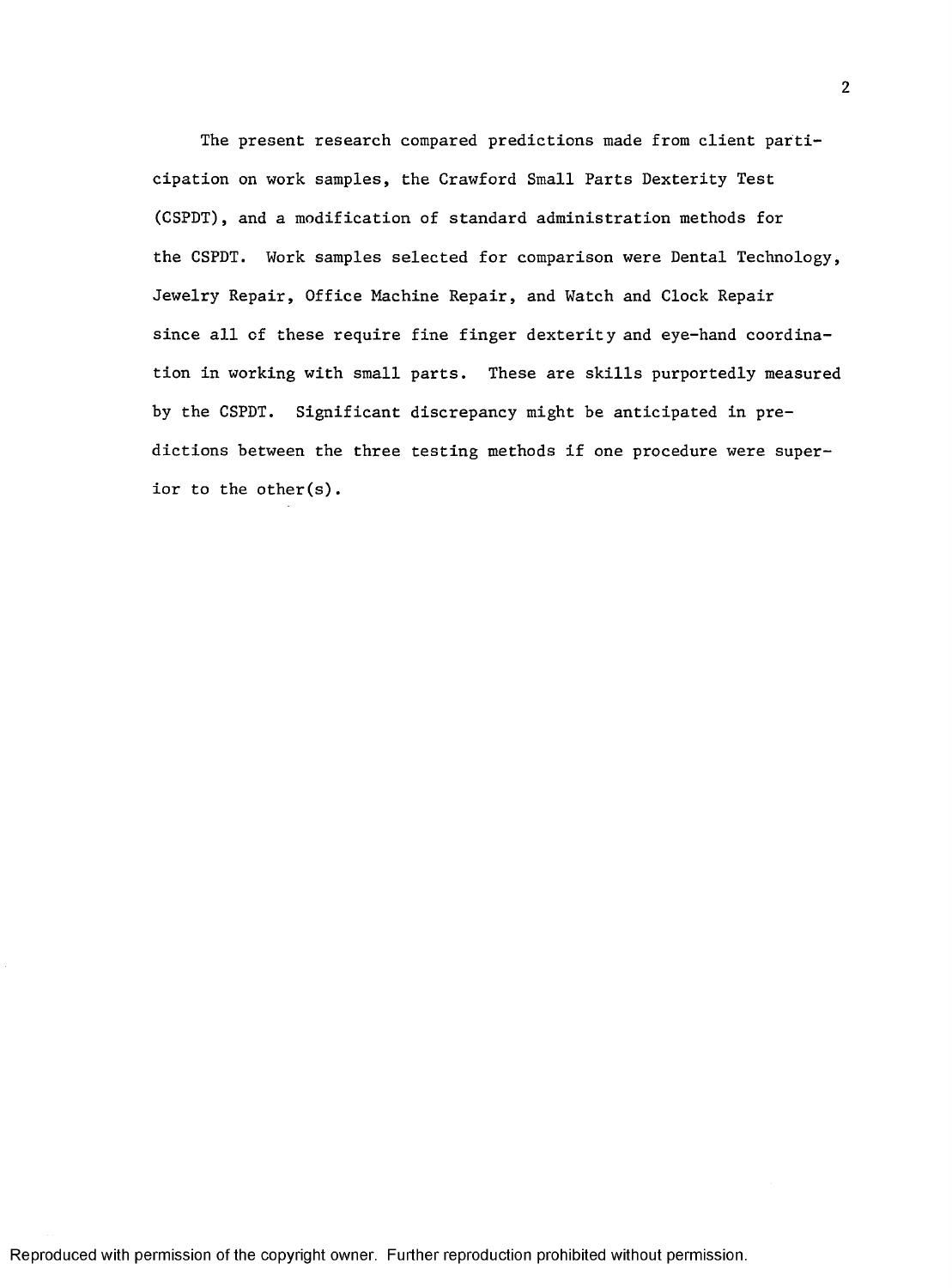The present research compared predictions made from client participation on work samples, the Crawford Small Parts Dexterity Test (CSPDT), and a modification of standard administration methods for the CSPDT. Work samples selected for comparison were Dental Technology, Jewelry Repair, Office Machine Repair, and Watch and Clock Repair since all of these require fine finger dexterity and eye-hand coordination in working with small parts. These are skills purportedly measured by the CSPDT. Significant discrepancy might be anticipated in predictions between the three testing methods if one procedure were superior to the other(s).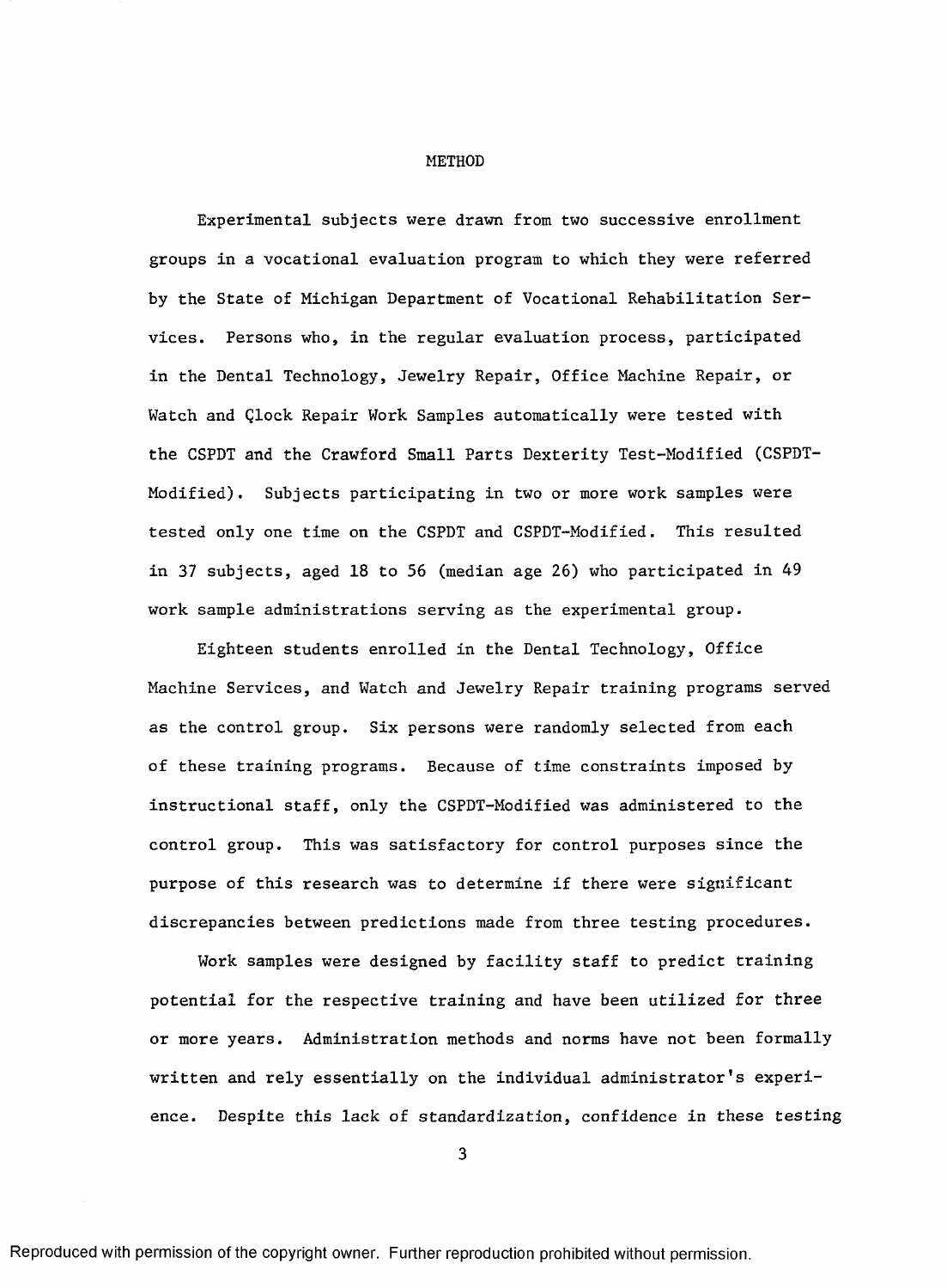# METHOD

Experimental subjects were drawn from two successive enrollment groups in a vocational evaluation program to which they were referred by the State of Michigan Department of Vocational Rehabilitation Services. Persons who, in the regular evaluation process, participated in the Dental Technology, Jewelry Repair, Office Machine Repair, or Watch and Clock Repair Work Samples automatically were tested with the CSPDT and the Crawford Small Parts Dexterity Test-Modified (CSPDT-Modified). Subjects participating in two or more work samples were tested only one time on the CSPDT and CSPDT-Modified. This resulted in 37 subjects, aged 18 to 56 (median age 26) who participated in 49 work sample administrations serving as the experimental group.

Eighteen students enrolled in the Dental Technology, Office Machine Services, and Watch and Jewelry Repair training programs served as the control group. Six persons were randomly selected from each of these training programs. Because of time constraints imposed by instructional staff, only the CSPDT-Modified was administered to the control group. This was satisfactory for control purposes since the purpose of this research was to determine if there were significant discrepancies between predictions made from three testing procedures.

Work samples were designed by facility staff to predict training potential for the respective training and have been utilized for three or more years. Administration methods and norms have not been formally written and rely essentially on the individual administrator's experience. Despite this lack of standardization, confidence in these testing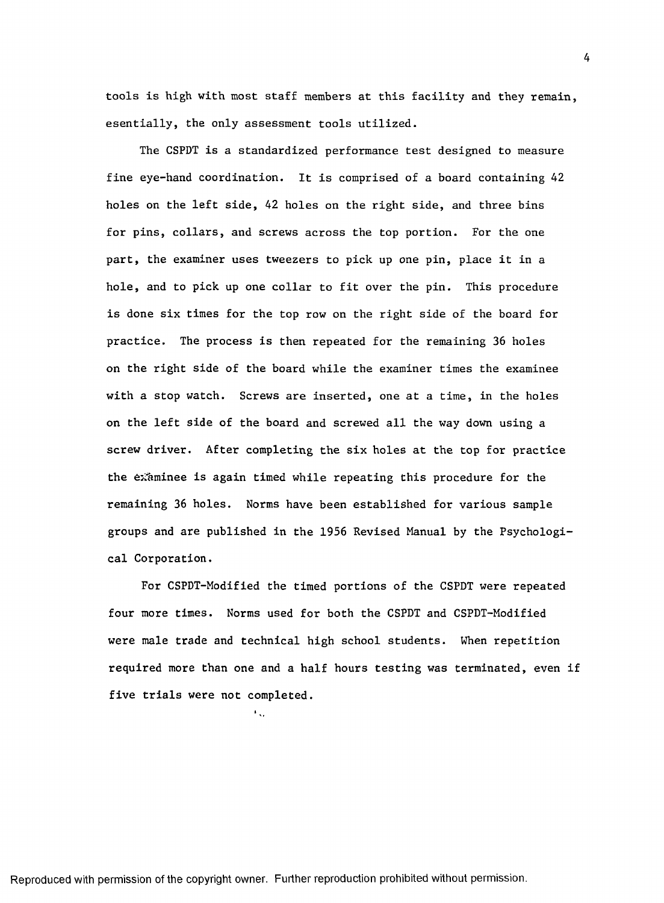tools is high with most staff members at this facility and they remain, esentially, the only assessment tools utilized.

The CSPDT is a standardized performance test designed to measure fine eye-hand coordination. It is comprised of a board containing 42 holes on the left side, 42 holes on the right side, and three bins for pins, collars, and screws across the top portion. For the one part, the examiner uses tweezers to pick up one pin, place it in a hole, and to pick up one collar to fit over the pin. This procedure is done six times for the top row on the right side of the board for practice. The process is then repeated for the remaining 36 holes on the right side of the board while the examiner times the examinee with a stop watch. Screws are inserted, one at a time, in the holes on the left side of the board and screwed all the way down using a screw driver. After completing the six holes at the top for practice the examinee is again timed while repeating this procedure for the remaining 36 holes. Norms have been established for various sample groups and are published in the 1956 Revised Manual by the Psychological Corporation.

For CSPDT-Modified the timed portions of the CSPDT were repeated four more times. Norms used for both the CSPDT and CSPDT-Modified were male trade and technical high school students. When repetition required more than one and a half hours testing was terminated, even if five trials were not completed.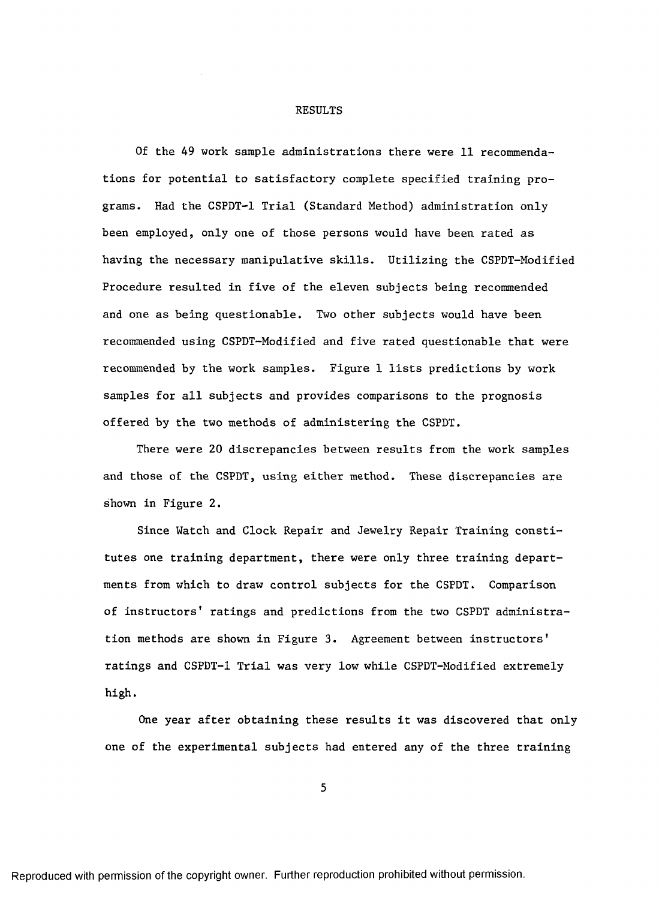# RESULTS

Of the 49 work sample administrations there were 11 recommendations for potential to satisfactory complete specified training programs. Had the CSPDT-1 Trial (Standard Method) administration only been employed, only one of those persons would have been rated as having the necessary manipulative skills. Utilizing the CSPDT-Modified Procedure resulted in five of the eleven subjects being recommended and one as being questionable. Two other subjects would have been recommended using CSPDT-Modified and five rated questionable that were recommended by the work samples. Figure 1 lists predictions by work samples for all subjects and provides comparisons to the prognosis offered by the two methods of administering the CSPDT.

There were 20 discrepancies between results from the work samples and those of the CSPDT, using either method. These discrepancies are shown in Figure 2.

Since Watch and Clock Repair and Jewelry Repair Training constitutes one training department, there were only three training departments from which to draw control subjects for the CSPDT. Comparison of instructors' ratings and predictions from the two CSPDT administration methods are shown in Figure 3. Agreement between instructors' ratings and CSPDT-1 Trial was very low while CSPDT-Modified extremely high.

One year after obtaining these results it was discovered that only one of the experimental subjects had entered any of the three training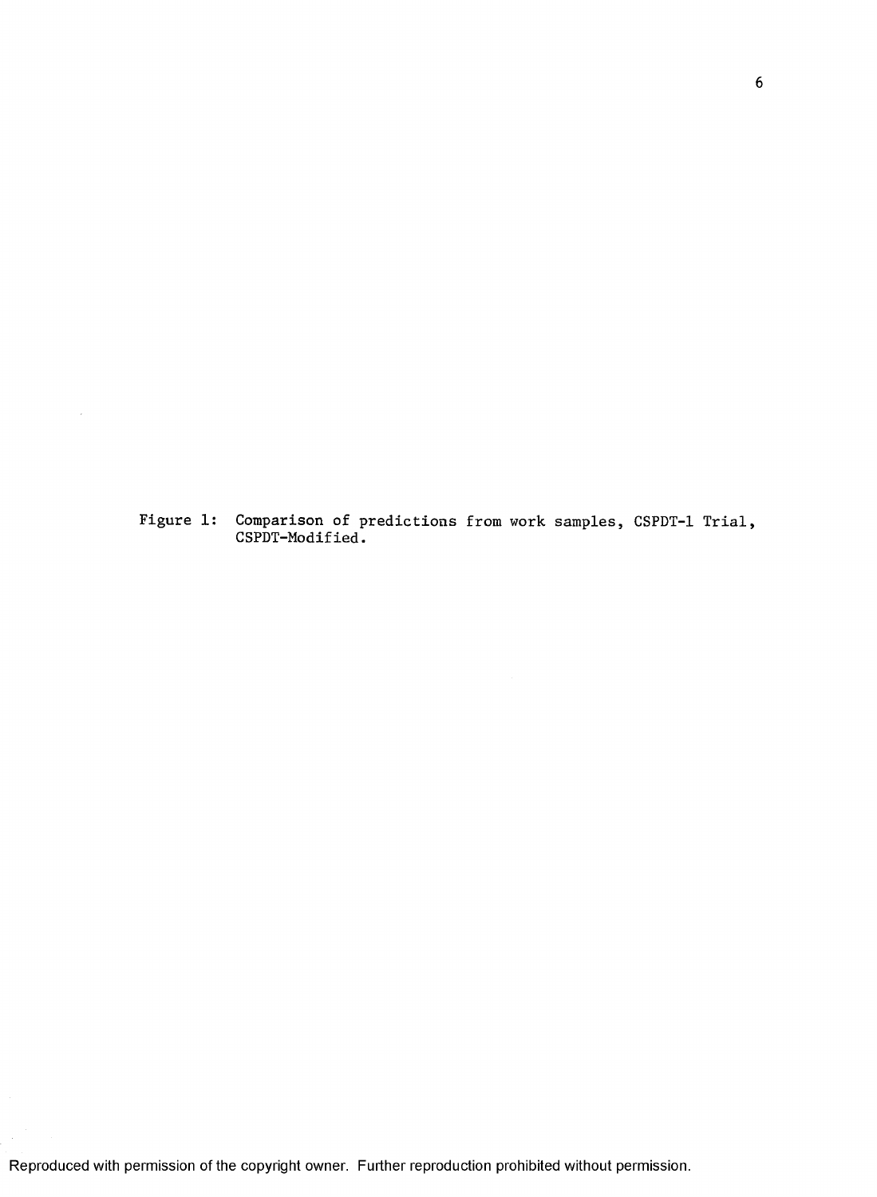Figure 1: Comparison of predictions from work samples, CSPDT-1 Trial, CSPDT-Modified.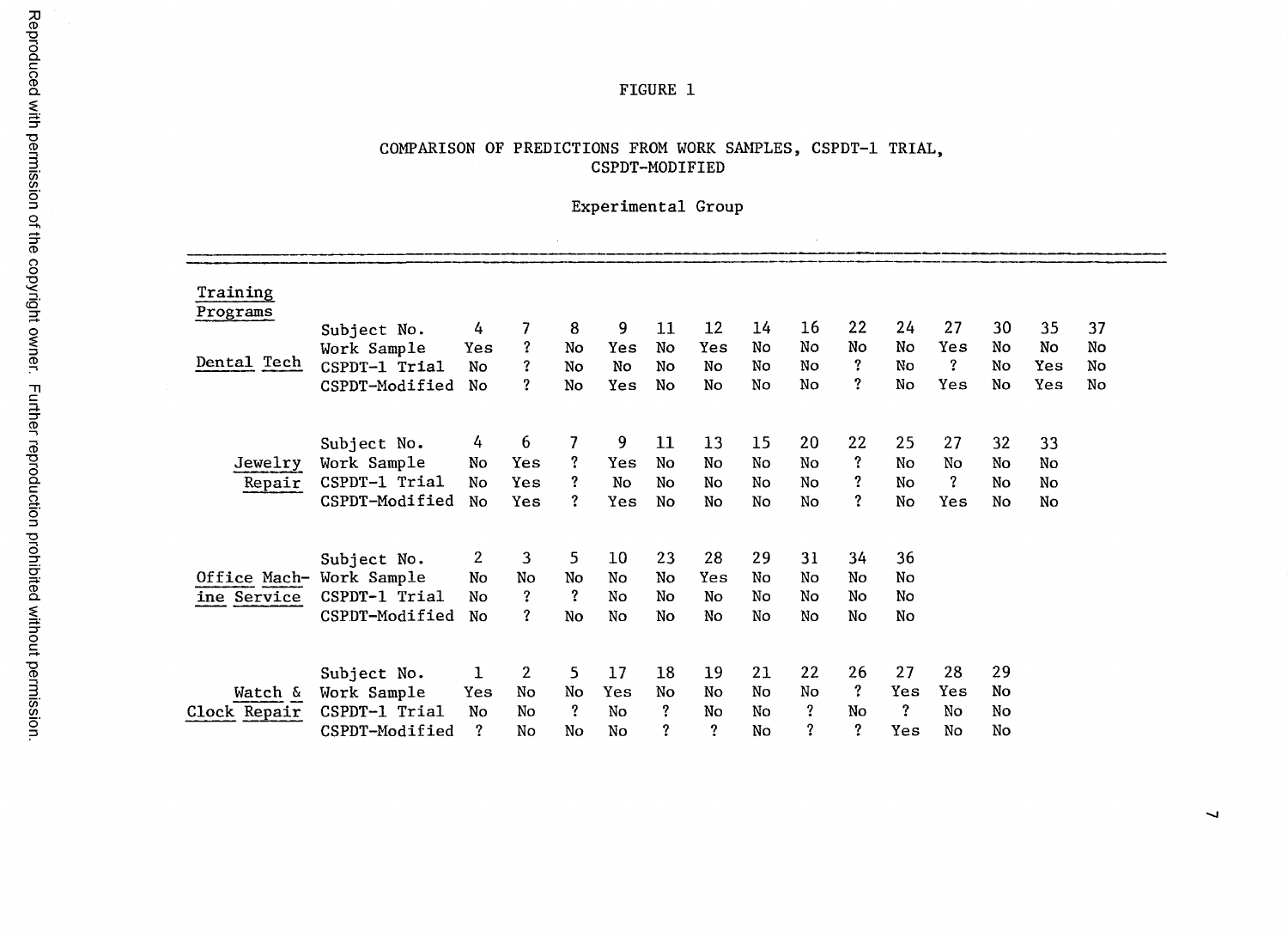FIGURE 1

COMPARISON OF PREDICTIONS FROM WORK SAMPLES, CSPDT-1 TRIAL, CSPDT-MODIFIED

Experimental Group

| Training Programs | | | | | | | | | | | | | | | |
|---|---|---|---|---|---|---|---|---|---|---|---|---|---|---|---|
| Dental Tech | Subject No. | 4 | 7 | 8 | 9 | 11 | 12 | 14 | 16 | 22 | 24 | 27 | 30 | 35 | 37 |
| | Work Sample | Yes | ? | No | Yes | No | Yes | No | No | No | No | Yes | No | No | No |
| | CSPDT-1 Trial | No | ? | No | No | No | No | No | No | ? | No | ? | No | Yes | No |
| | CSPDT-Modified | No | ? | No | Yes | No | No | No | No | ? | No | Yes | No | Yes | No |
| Jewelry Repair | Subject No. | 4 | 6 | 7 | 9 | 11 | 13 | 15 | 20 | 22 | 25 | 27 | 32 | 33 | |
| | Work Sample | No | Yes | ? | Yes | No | No | No | No | ? | No | No | No | No | |
| | CSPDT-1 Trial | No | Yes | ? | No | No | No | No | No | ? | No | ? | No | No | |
| | CSPDT-Modified | No | Yes | ? | Yes | No | No | No | No | ? | No | Yes | No | No | |
| Office Machine Service | Subject No. | 2 | 3 | 5 | 10 | 23 | 28 | 29 | 31 | 34 | 36 | | | | |
| | Work Sample | No | No | No | No | No | Yes | No | No | No | No | | | | |
| | CSPDT-1 Trial | No | ? | ? | No | No | No | No | No | No | No | | | | |
| | CSPDT-Modified | No | ? | No | No | No | No | No | No | No | No | | | | |
| Watch & Clock Repair | Subject No. | 1 | 2 | 5 | 17 | 18 | 19 | 21 | 22 | 26 | 27 | 28 | 29 | | |
| | Work Sample | Yes | No | No | Yes | No | No | No | No | ? | Yes | Yes | No | | |
| | CSPDT-1 Trial | No | No | ? | No | ? | No | No | ? | No | ? | No | No | | |
| | CSPDT-Modified | ? | No | No | No | ? | ? | No | ? | ? | Yes | No | No | | |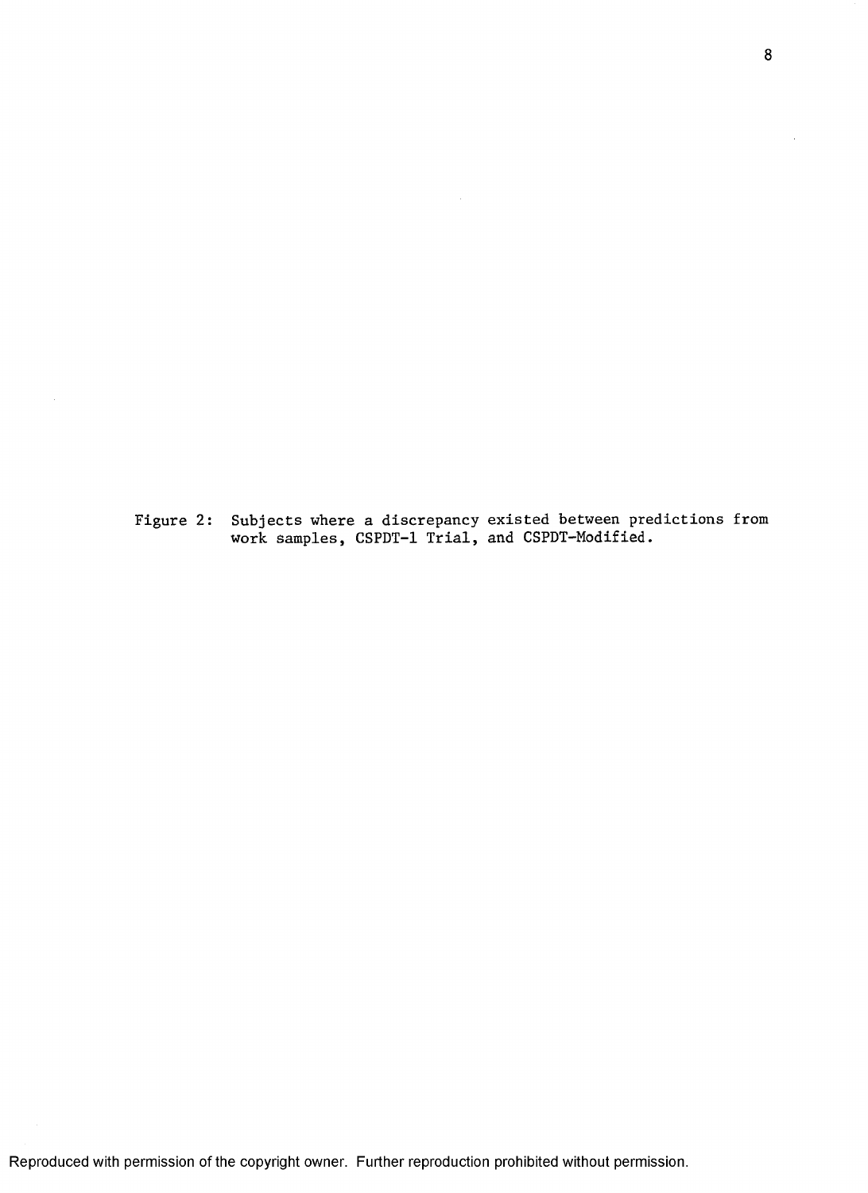Figure 2: Subjects where a discrepancy existed between predictions from work samples, CSPDT-1 Trial, and CSPDT-Modified.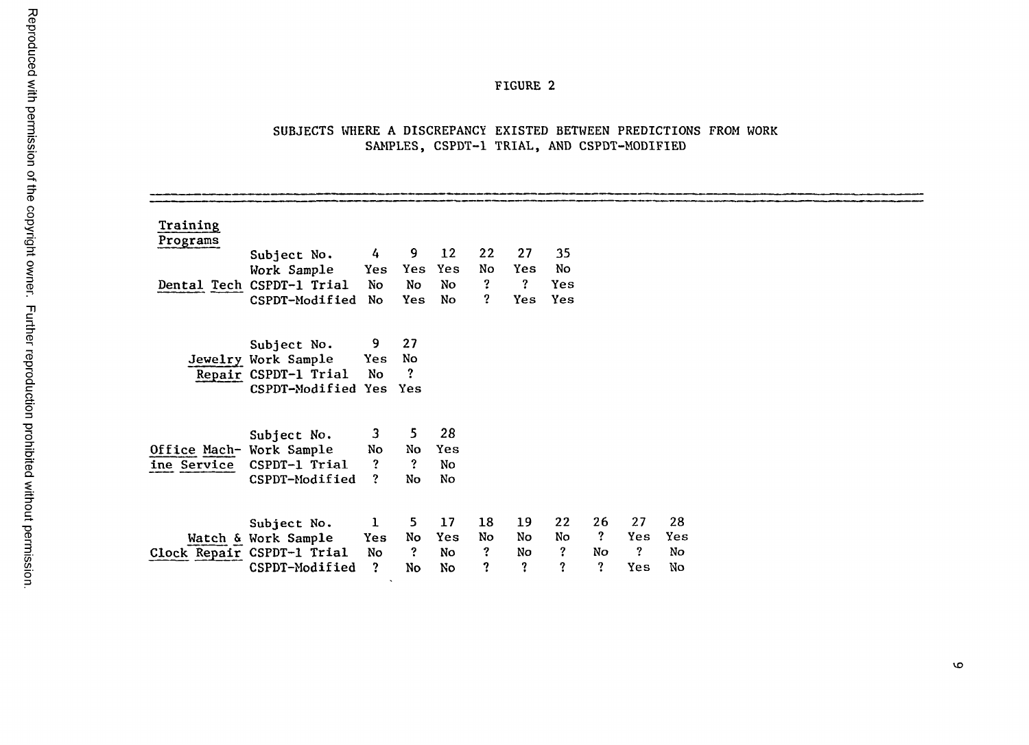FIGURE 2

SUBJECTS WHERE A DISCREPANCY EXISTED BETWEEN PREDICTIONS FROM WORK SAMPLES, CSPDT-1 TRIAL, AND CSPDT-MODIFIED

**Training Programs**

**Dental Tech**

| Subject No. | 4 | 9 | 12 | 22 | 27 | 35 |
|---|---|---|---|---|---|---|
| Work Sample | Yes | Yes | Yes | No | Yes | No |
| CSPDT-1 Trial | No | No | No | ? | ? | Yes |
| CSPDT-Modified | No | Yes | No | ? | Yes | Yes |

**Jewelry Repair**

| Subject No. | 9 | 27 |
|---|---|---|
| Work Sample | Yes | No |
| CSPDT-1 Trial | No | ? |
| CSPDT-Modified | Yes | Yes |

**Office Machine Service**

| Subject No. | 3 | 5 | 28 |
|---|---|---|---|
| Work Sample | No | No | Yes |
| CSPDT-1 Trial | ? | ? | No |
| CSPDT-Modified | ? | No | No |

**Watch & Clock Repair**

| Subject No. | 1 | 5 | 17 | 18 | 19 | 22 | 26 | 27 | 28 |
|---|---|---|---|---|---|---|---|---|---|
| Work Sample | Yes | No | Yes | No | No | No | ? | Yes | Yes |
| CSPDT-1 Trial | No | ? | No | ? | No | ? | No | ? | No |
| CSPDT-Modified | ? | No | No | ? | ? | ? | ? | Yes | No |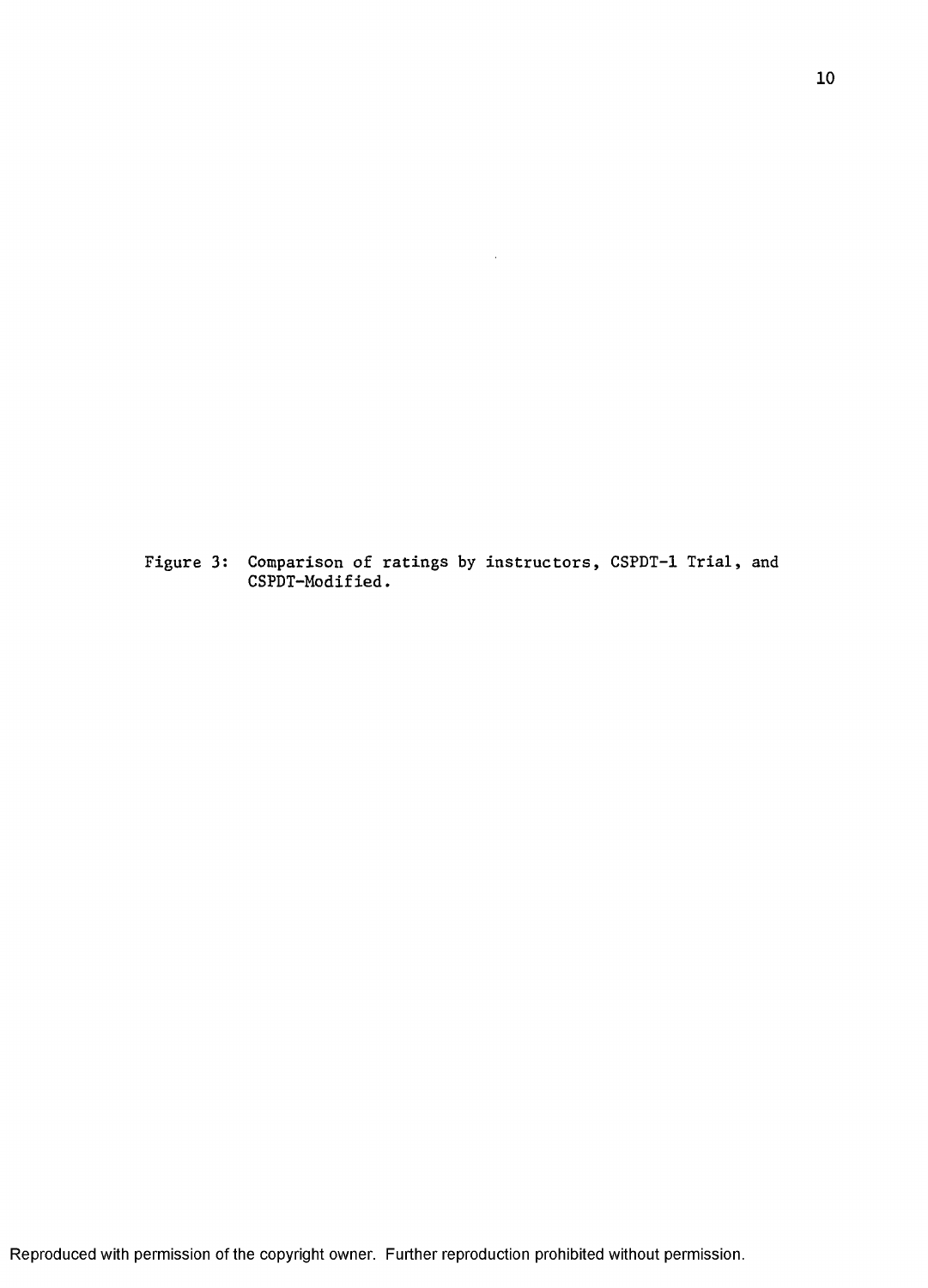Figure 3: Comparison of ratings by instructors, CSPDT-1 Trial, and CSPDT-Modified.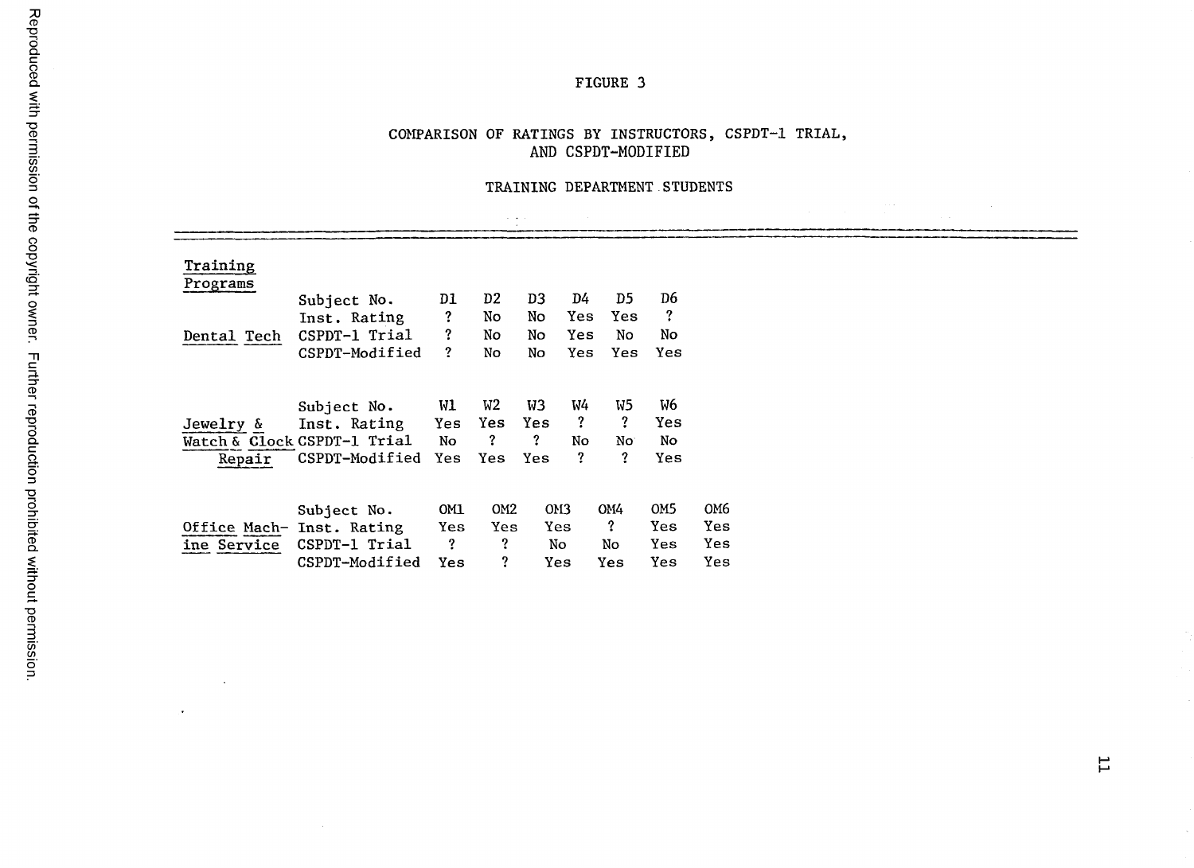# FIGURE 3

## COMPARISON OF RATINGS BY INSTRUCTORS, CSPDT-1 TRIAL, AND CSPDT-MODIFIED

### TRAINING DEPARTMENT STUDENTS

| Training Programs | | | | | | | | |
|---|---|---|---|---|---|---|---|---|
| Dental Tech | Subject No. | D1 | D2 | D3 | D4 | D5 | D6 | |
| | Inst. Rating | ? | No | No | Yes | Yes | ? | |
| | CSPDT-1 Trial | ? | No | No | Yes | No | No | |
| | CSPDT-Modified | ? | No | No | Yes | Yes | Yes | |
| Jewelry & Watch & Clock Repair | Subject No. | W1 | W2 | W3 | W4 | W5 | W6 | |
| | Inst. Rating | Yes | Yes | Yes | ? | ? | Yes | |
| | CSPDT-1 Trial | No | ? | ? | No | No | No | |
| | CSPDT-Modified | Yes | Yes | Yes | ? | ? | Yes | |
| Office Machine Service | Subject No. | OM1 | OM2 | OM3 | OM4 | OM5 | OM6 | |
| | Inst. Rating | Yes | Yes | Yes | ? | Yes | Yes | |
| | CSPDT-1 Trial | ? | ? | No | No | Yes | Yes | |
| | CSPDT-Modified | Yes | ? | Yes | Yes | Yes | Yes | |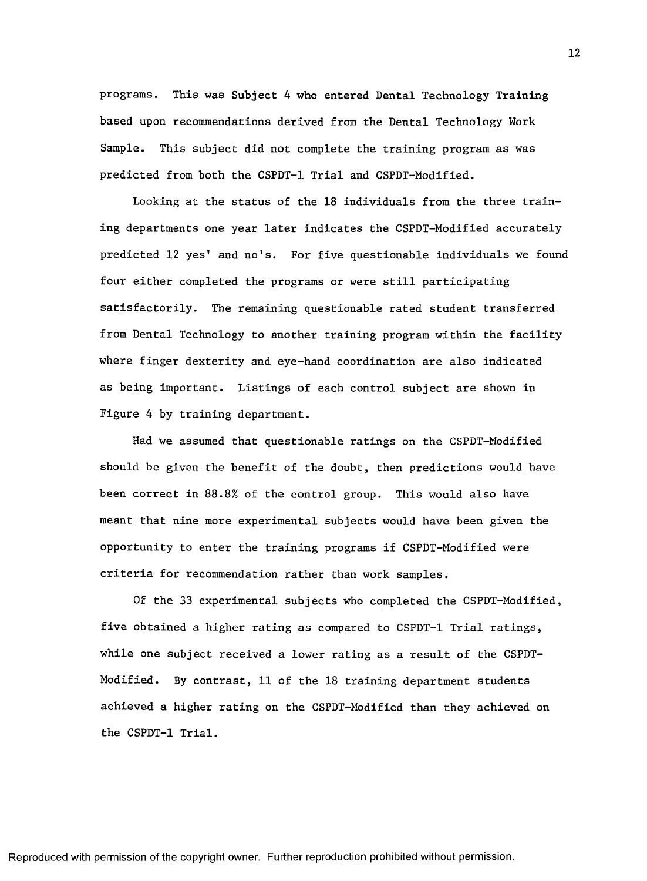programs. This was Subject 4 who entered Dental Technology Training based upon recommendations derived from the Dental Technology Work Sample. This subject did not complete the training program as was predicted from both the CSPDT-1 Trial and CSPDT-Modified.

Looking at the status of the 18 individuals from the three training departments one year later indicates the CSPDT-Modified accurately predicted 12 yes' and no's. For five questionable individuals we found four either completed the programs or were still participating satisfactorily. The remaining questionable rated student transferred from Dental Technology to another training program within the facility where finger dexterity and eye-hand coordination are also indicated as being important. Listings of each control subject are shown in Figure 4 by training department.

Had we assumed that questionable ratings on the CSPDT-Modified should be given the benefit of the doubt, then predictions would have been correct in 88.8% of the control group. This would also have meant that nine more experimental subjects would have been given the opportunity to enter the training programs if CSPDT-Modified were criteria for recommendation rather than work samples.

Of the 33 experimental subjects who completed the CSPDT-Modified, five obtained a higher rating as compared to CSPDT-1 Trial ratings, while one subject received a lower rating as a result of the CSPDT-Modified. By contrast, 11 of the 18 training department students achieved a higher rating on the CSPDT-Modified than they achieved on the CSPDT-1 Trial.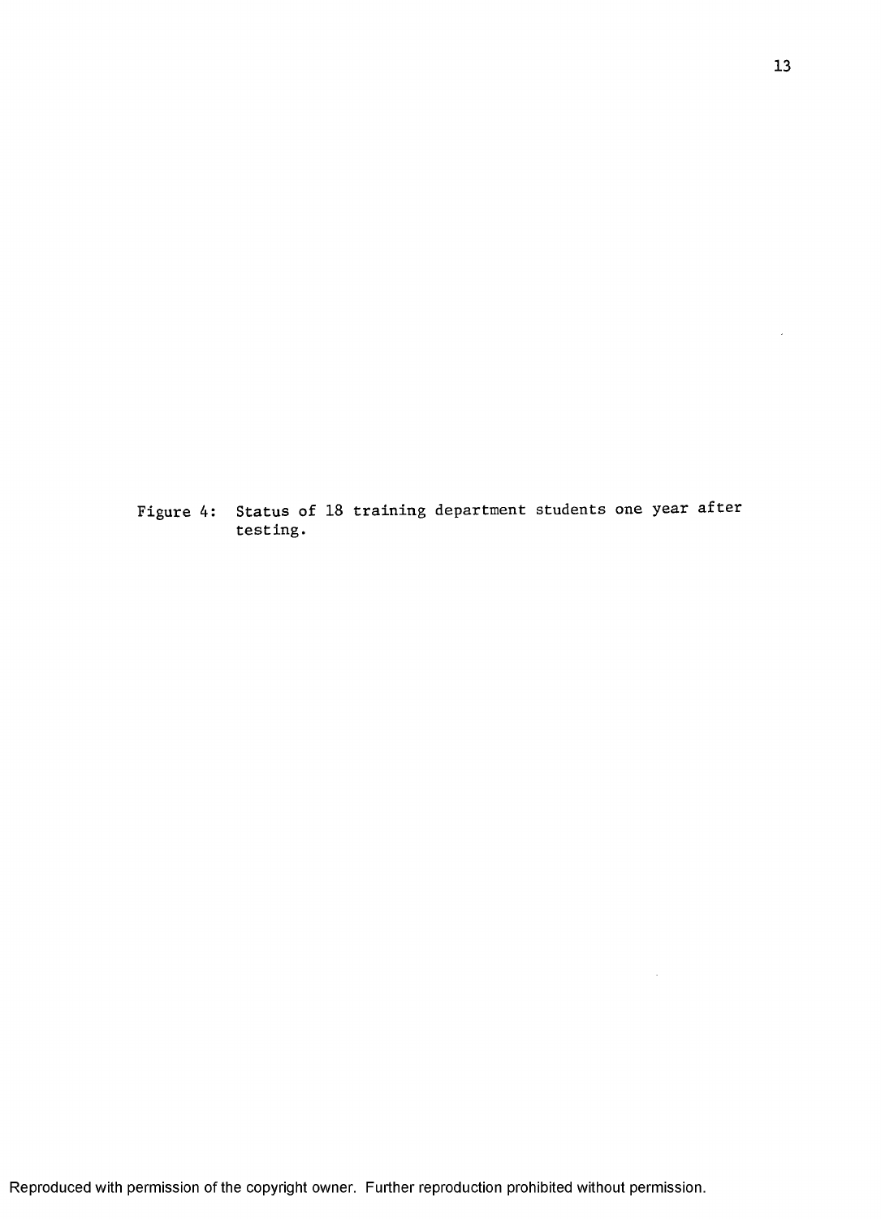Figure 4: Status of 18 training department students one year after testing.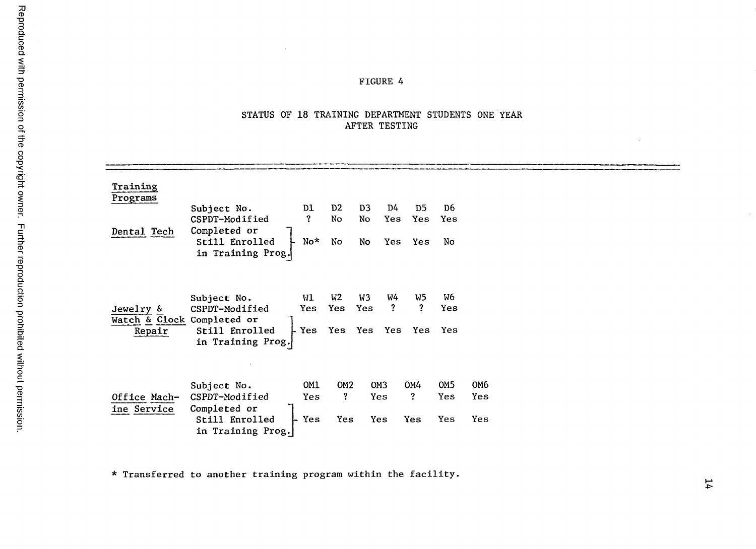FIGURE 4

STATUS OF 18 TRAINING DEPARTMENT STUDENTS ONE YEAR AFTER TESTING

| Training Programs | | | | | | | |
|---|---|---|---|---|---|---|---|
| **Dental Tech** | Subject No. | D1 | D2 | D3 | D4 | D5 | D6 |
| | CSPDT-Modified | ? | No | No | Yes | Yes | Yes |
| | Completed or Still Enrolled in Training Prog. | No* | No | No | Yes | Yes | No |
| **Jewelry & Watch & Clock Repair** | Subject No. | W1 | W2 | W3 | W4 | W5 | W6 |
| | CSPDT-Modified | Yes | Yes | Yes | ? | ? | Yes |
| | Completed or Still Enrolled in Training Prog. | Yes | Yes | Yes | Yes | Yes | Yes |
| **Office Machine Service** | Subject No. | OM1 | OM2 | OM3 | OM4 | OM5 | OM6 |
| | CSPDT-Modified | Yes | ? | Yes | ? | Yes | Yes |
| | Completed or Still Enrolled in Training Prog. | Yes | Yes | Yes | Yes | Yes | Yes |

* Transferred to another training program within the facility.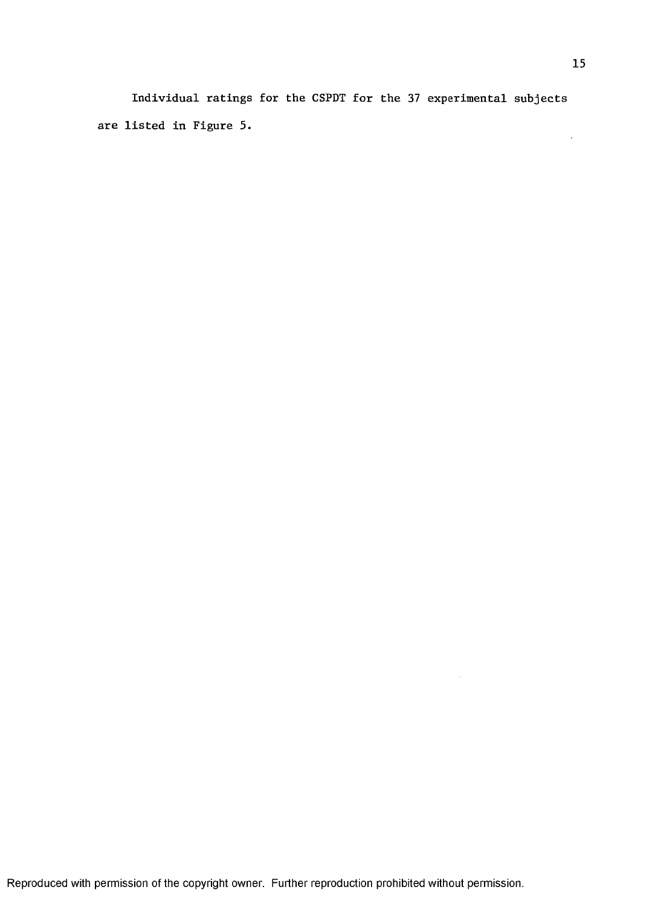Individual ratings for the CSPDT for the 37 experimental subjects are listed in Figure 5.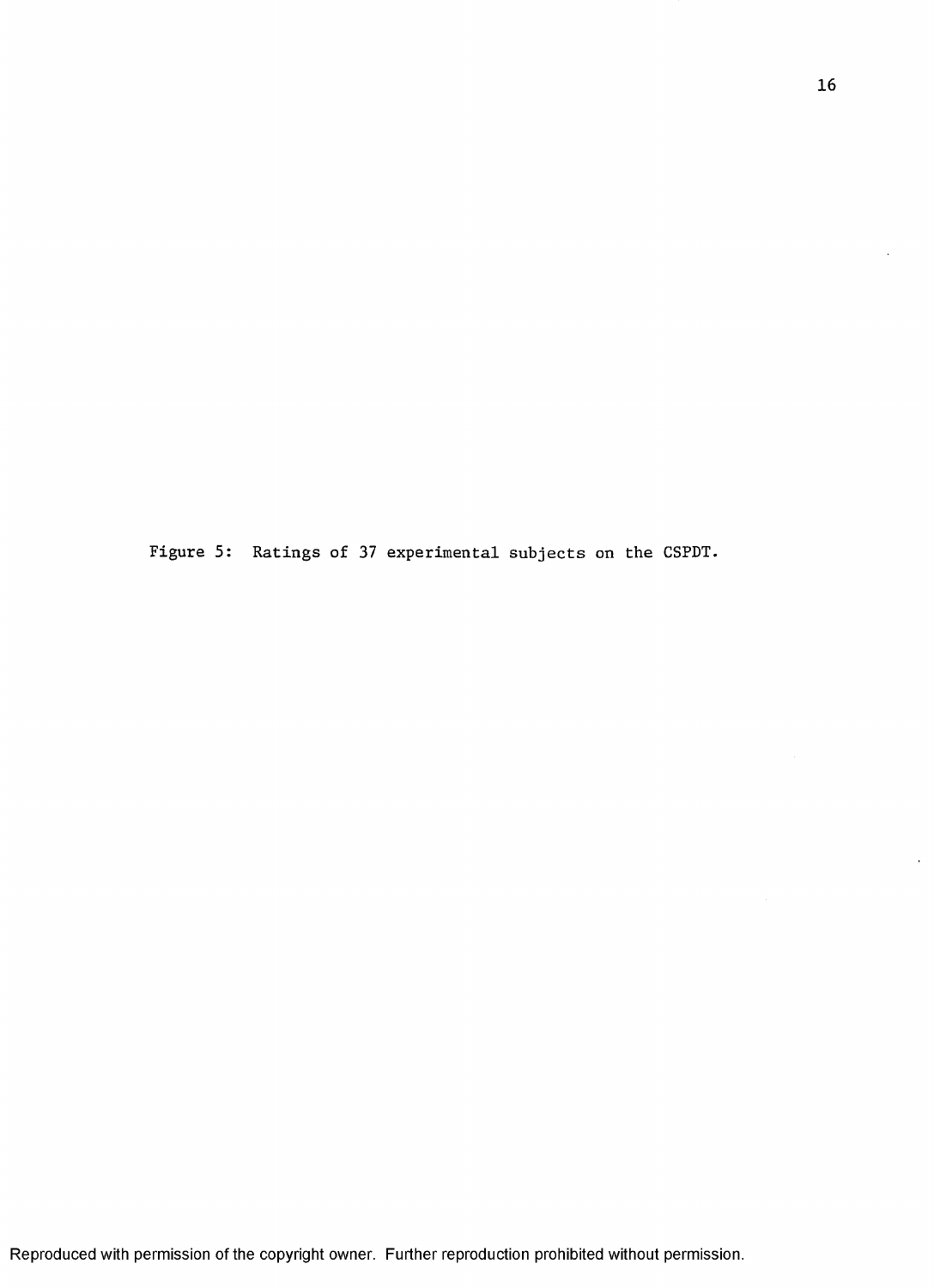Figure 5: Ratings of 37 experimental subjects on the CSPDT.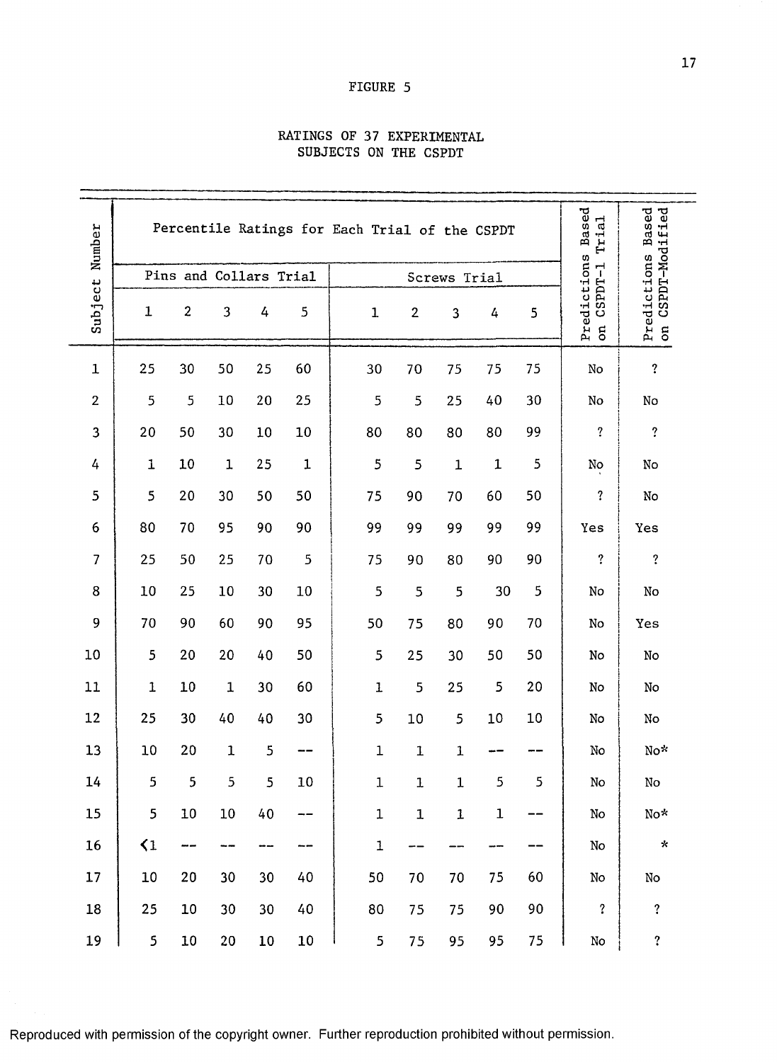FIGURE 5

RATINGS OF 37 EXPERIMENTAL SUBJECTS ON THE CSPDT

| Subject Number | Percentile Ratings for Each Trial of the CSPDT | | | | | | | | | | Predictions Based on CSPDT-1 Trial | Predictions Based on CSPDT-Modified |
|---|---|---|---|---|---|---|---|---|---|---|---|---|
| | Pins and Collars Trial | | | | | Screws Trial | | | | | | |
| | 1 | 2 | 3 | 4 | 5 | 1 | 2 | 3 | 4 | 5 | | |
| 1 | 25 | 30 | 50 | 25 | 60 | 30 | 70 | 75 | 75 | 75 | No | ? |
| 2 | 5 | 5 | 10 | 20 | 25 | 5 | 5 | 25 | 40 | 30 | No | No |
| 3 | 20 | 50 | 30 | 10 | 10 | 80 | 80 | 80 | 80 | 99 | ? | ? |
| 4 | 1 | 10 | 1 | 25 | 1 | 5 | 5 | 1 | 1 | 5 | No | No |
| 5 | 5 | 20 | 30 | 50 | 50 | 75 | 90 | 70 | 60 | 50 | ? | No |
| 6 | 80 | 70 | 95 | 90 | 90 | 99 | 99 | 99 | 99 | 99 | Yes | Yes |
| 7 | 25 | 50 | 25 | 70 | 5 | 75 | 90 | 80 | 90 | 90 | ? | ? |
| 8 | 10 | 25 | 10 | 30 | 10 | 5 | 5 | 5 | 30 | 5 | No | No |
| 9 | 70 | 90 | 60 | 90 | 95 | 50 | 75 | 80 | 90 | 70 | No | Yes |
| 10 | 5 | 20 | 20 | 40 | 50 | 5 | 25 | 30 | 50 | 50 | No | No |
| 11 | 1 | 10 | 1 | 30 | 60 | 1 | 5 | 25 | 5 | 20 | No | No |
| 12 | 25 | 30 | 40 | 40 | 30 | 5 | 10 | 5 | 10 | 10 | No | No |
| 13 | 10 | 20 | 1 | 5 | -- | 1 | 1 | 1 | -- | -- | No | No* |
| 14 | 5 | 5 | 5 | 5 | 10 | 1 | 1 | 1 | 5 | 5 | No | No |
| 15 | 5 | 10 | 10 | 40 | -- | 1 | 1 | 1 | 1 | -- | No | No* |
| 16 | <1 | -- | -- | -- | -- | 1 | -- | -- | -- | -- | No | * |
| 17 | 10 | 20 | 30 | 30 | 40 | 50 | 70 | 70 | 75 | 60 | No | No |
| 18 | 25 | 10 | 30 | 30 | 40 | 80 | 75 | 75 | 90 | 90 | ? | ? |
| 19 | 5 | 10 | 20 | 10 | 10 | 5 | 75 | 95 | 95 | 75 | No | ? |

Reproduced with permission of the copyright owner. Further reproduction prohibited without permission.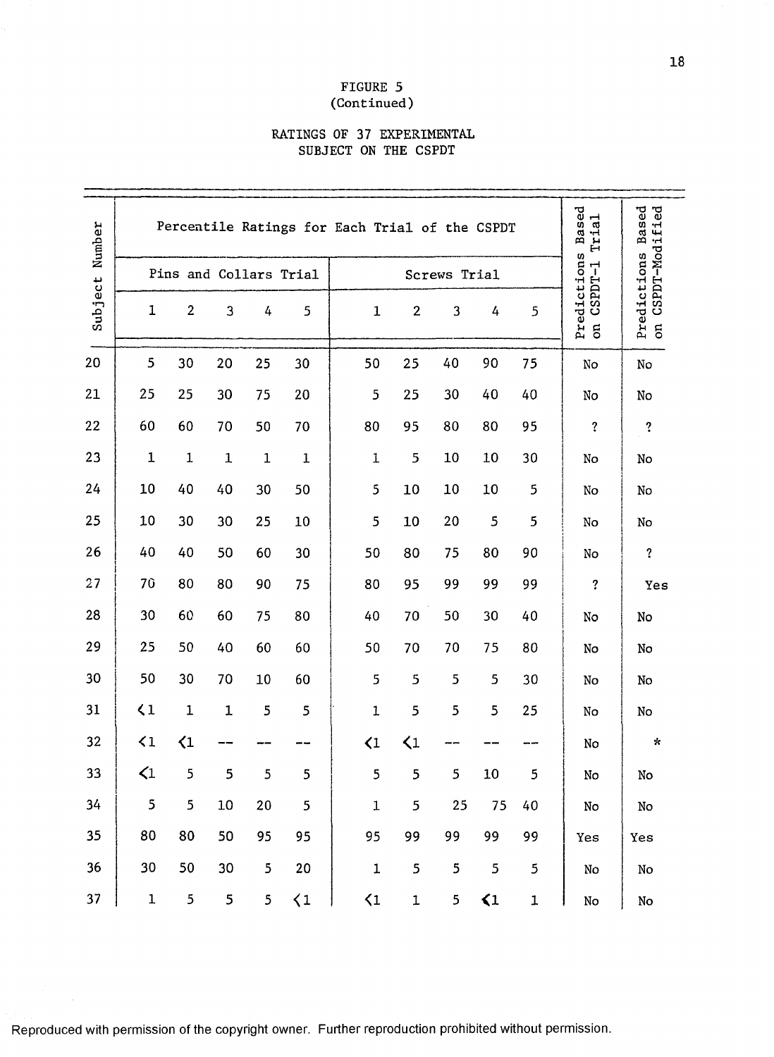FIGURE 5
(Continued)

RATINGS OF 37 EXPERIMENTAL SUBJECT ON THE CSPDT

| Subject Number | Percentile Ratings for Each Trial of the CSPDT | | | | | | | | | | Predictions Based on CSPDT-1 Trial | Predictions Based on CSPDT-Modified |
|---|---|---|---|---|---|---|---|---|---|---|---|---|
| | Pins and Collars Trial | | | | | Screws Trial | | | | | | |
| | 1 | 2 | 3 | 4 | 5 | 1 | 2 | 3 | 4 | 5 | | |
| 20 | 5 | 30 | 20 | 25 | 30 | 50 | 25 | 40 | 90 | 75 | No | No |
| 21 | 25 | 25 | 30 | 75 | 20 | 5 | 25 | 30 | 40 | 40 | No | No |
| 22 | 60 | 60 | 70 | 50 | 70 | 80 | 95 | 80 | 80 | 95 | ? | ? |
| 23 | 1 | 1 | 1 | 1 | 1 | 1 | 5 | 10 | 10 | 30 | No | No |
| 24 | 10 | 40 | 40 | 30 | 50 | 5 | 10 | 10 | 10 | 5 | No | No |
| 25 | 10 | 30 | 30 | 25 | 10 | 5 | 10 | 20 | 5 | 5 | No | No |
| 26 | 40 | 40 | 50 | 60 | 30 | 50 | 80 | 75 | 80 | 90 | No | ? |
| 27 | 70 | 80 | 80 | 90 | 75 | 80 | 95 | 99 | 99 | 99 | ? | Yes |
| 28 | 30 | 60 | 60 | 75 | 80 | 40 | 70 | 50 | 30 | 40 | No | No |
| 29 | 25 | 50 | 40 | 60 | 60 | 50 | 70 | 70 | 75 | 80 | No | No |
| 30 | 50 | 30 | 70 | 10 | 60 | 5 | 5 | 5 | 5 | 30 | No | No |
| 31 | <1 | 1 | 1 | 5 | 5 | 1 | 5 | 5 | 5 | 25 | No | No |
| 32 | <1 | <1 | -- | -- | -- | <1 | <1 | -- | -- | -- | No | * |
| 33 | <1 | 5 | 5 | 5 | 5 | 5 | 5 | 5 | 10 | 5 | No | No |
| 34 | 5 | 5 | 10 | 20 | 5 | 1 | 5 | 25 | 75 | 40 | No | No |
| 35 | 80 | 80 | 50 | 95 | 95 | 95 | 99 | 99 | 99 | 99 | Yes | Yes |
| 36 | 30 | 50 | 30 | 5 | 20 | 1 | 5 | 5 | 5 | 5 | No | No |
| 37 | 1 | 5 | 5 | 5 | <1 | <1 | 1 | 5 | <1 | 1 | No | No |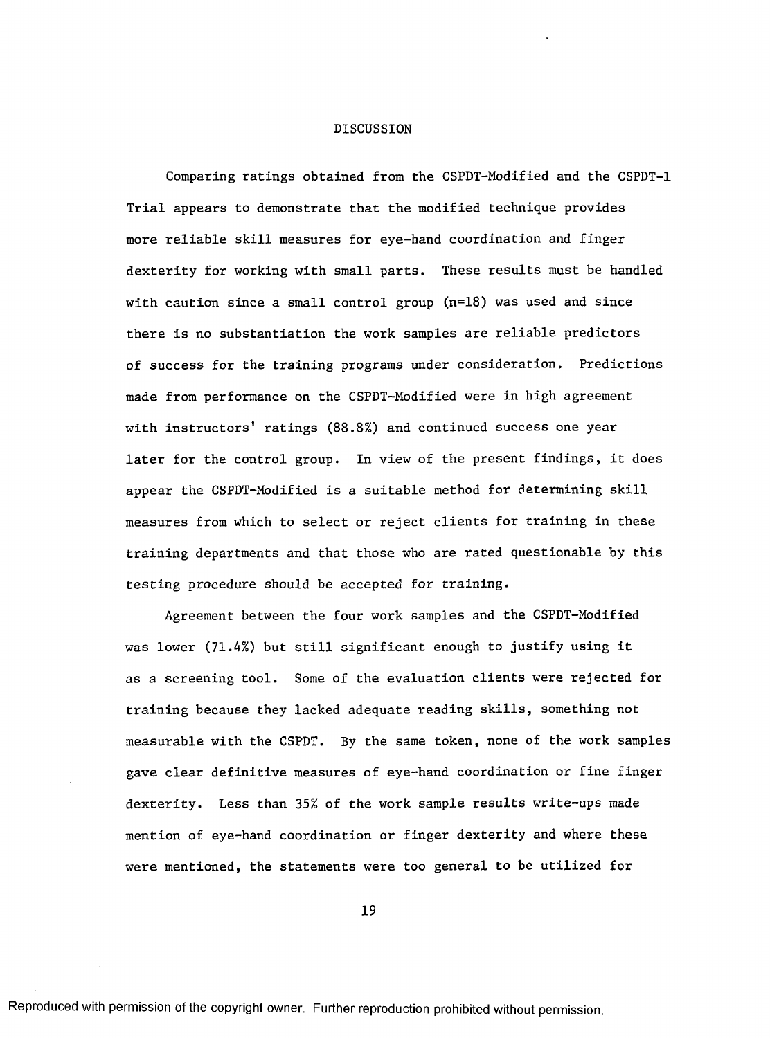# DISCUSSION

Comparing ratings obtained from the CSPDT-Modified and the CSPDT-1 Trial appears to demonstrate that the modified technique provides more reliable skill measures for eye-hand coordination and finger dexterity for working with small parts. These results must be handled with caution since a small control group (n=18) was used and since there is no substantiation the work samples are reliable predictors of success for the training programs under consideration. Predictions made from performance on the CSPDT-Modified were in high agreement with instructors' ratings (88.8%) and continued success one year later for the control group. In view of the present findings, it does appear the CSPDT-Modified is a suitable method for determining skill measures from which to select or reject clients for training in these training departments and that those who are rated questionable by this testing procedure should be accepted for training.

Agreement between the four work samples and the CSPDT-Modified was lower (71.4%) but still significant enough to justify using it as a screening tool. Some of the evaluation clients were rejected for training because they lacked adequate reading skills, something not measurable with the CSPDT. By the same token, none of the work samples gave clear definitive measures of eye-hand coordination or fine finger dexterity. Less than 35% of the work sample results write-ups made mention of eye-hand coordination or finger dexterity and where these were mentioned, the statements were too general to be utilized for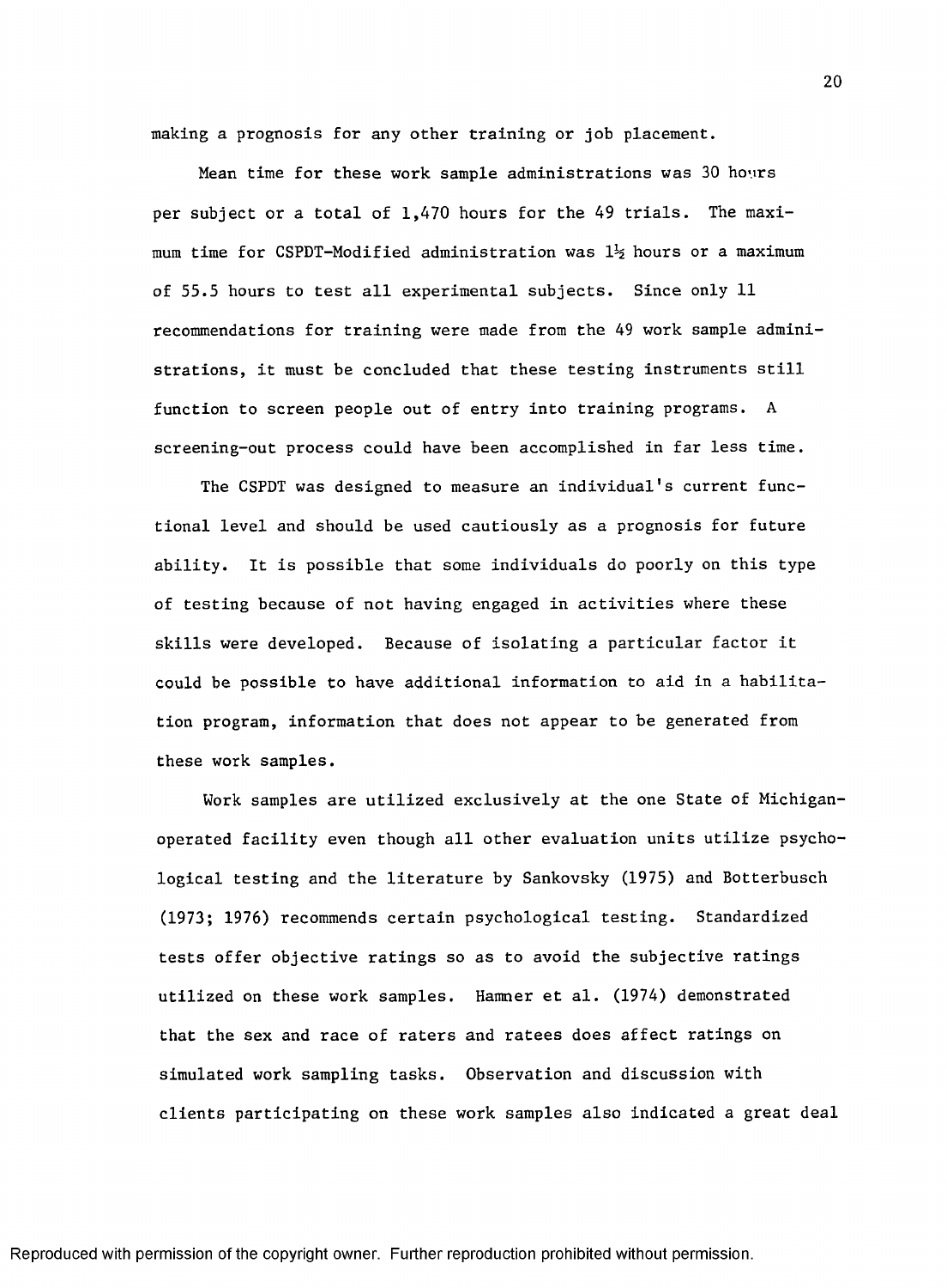making a prognosis for any other training or job placement.

Mean time for these work sample administrations was 30 hours per subject or a total of 1,470 hours for the 49 trials. The maximum time for CSPDT-Modified administration was 1½ hours or a maximum of 55.5 hours to test all experimental subjects. Since only 11 recommendations for training were made from the 49 work sample administrations, it must be concluded that these testing instruments still function to screen people out of entry into training programs. A screening-out process could have been accomplished in far less time.

The CSPDT was designed to measure an individual's current functional level and should be used cautiously as a prognosis for future ability. It is possible that some individuals do poorly on this type of testing because of not having engaged in activities where these skills were developed. Because of isolating a particular factor it could be possible to have additional information to aid in a habilitation program, information that does not appear to be generated from these work samples.

Work samples are utilized exclusively at the one State of Michigan-operated facility even though all other evaluation units utilize psychological testing and the literature by Sankovsky (1975) and Botterbusch (1973; 1976) recommends certain psychological testing. Standardized tests offer objective ratings so as to avoid the subjective ratings utilized on these work samples. Hamner et al. (1974) demonstrated that the sex and race of raters and ratees does affect ratings on simulated work sampling tasks. Observation and discussion with clients participating on these work samples also indicated a great deal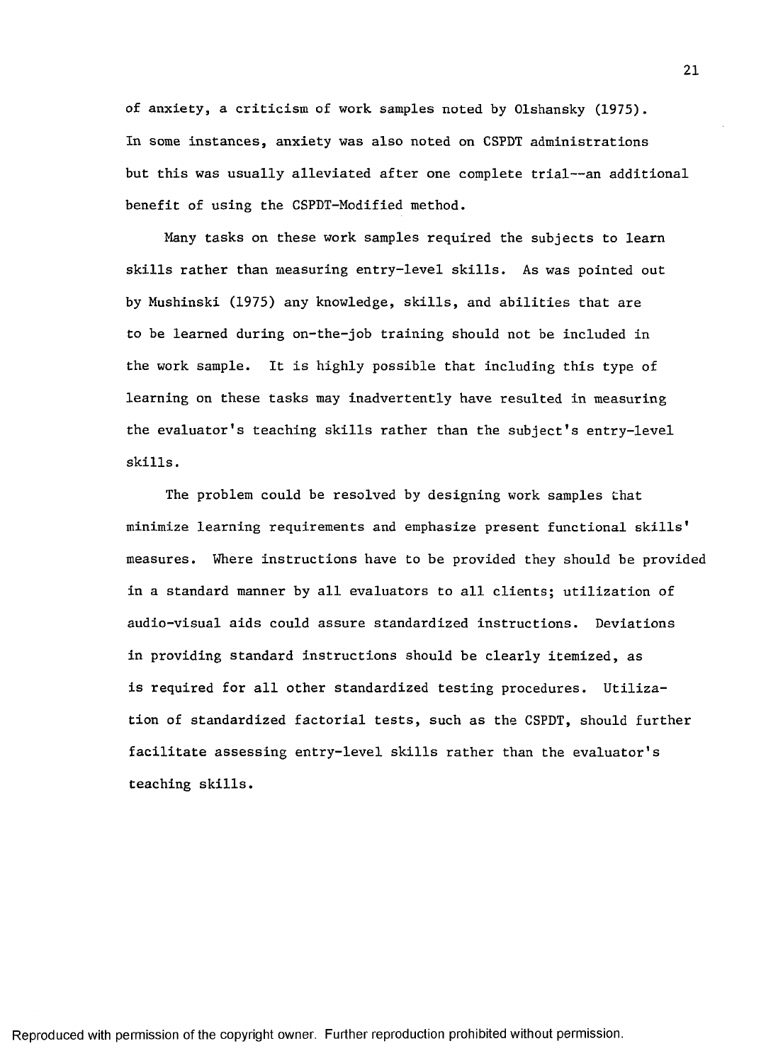of anxiety, a criticism of work samples noted by Olshansky (1975). In some instances, anxiety was also noted on CSPDT administrations but this was usually alleviated after one complete trial--an additional benefit of using the CSPDT-Modified method.

Many tasks on these work samples required the subjects to learn skills rather than measuring entry-level skills. As was pointed out by Mushinski (1975) any knowledge, skills, and abilities that are to be learned during on-the-job training should not be included in the work sample. It is highly possible that including this type of learning on these tasks may inadvertently have resulted in measuring the evaluator's teaching skills rather than the subject's entry-level skills.

The problem could be resolved by designing work samples that minimize learning requirements and emphasize present functional skills' measures. Where instructions have to be provided they should be provided in a standard manner by all evaluators to all clients; utilization of audio-visual aids could assure standardized instructions. Deviations in providing standard instructions should be clearly itemized, as is required for all other standardized testing procedures. Utilization of standardized factorial tests, such as the CSPDT, should further facilitate assessing entry-level skills rather than the evaluator's teaching skills.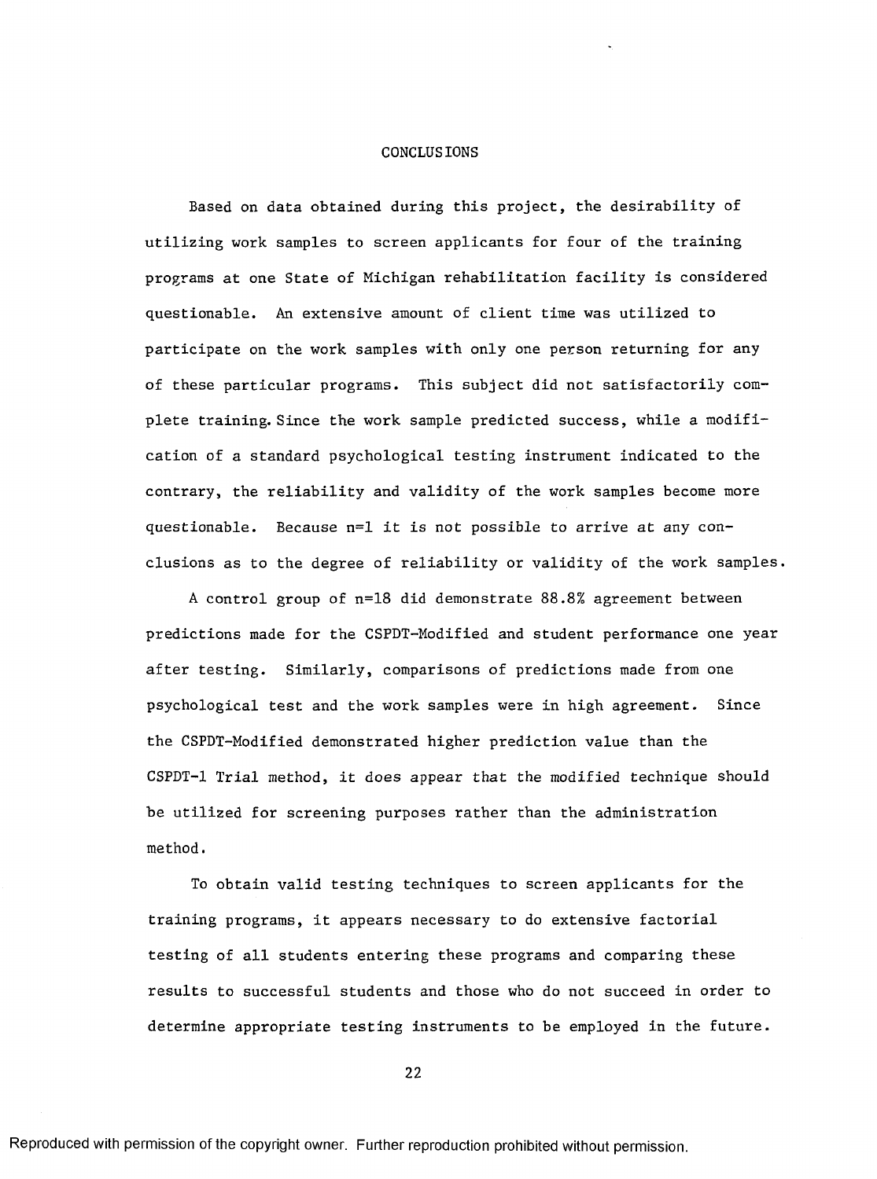# CONCLUSIONS

Based on data obtained during this project, the desirability of utilizing work samples to screen applicants for four of the training programs at one State of Michigan rehabilitation facility is considered questionable. An extensive amount of client time was utilized to participate on the work samples with only one person returning for any of these particular programs. This subject did not satisfactorily complete training. Since the work sample predicted success, while a modification of a standard psychological testing instrument indicated to the contrary, the reliability and validity of the work samples become more questionable. Because n=1 it is not possible to arrive at any conclusions as to the degree of reliability or validity of the work samples.

A control group of n=18 did demonstrate 88.8% agreement between predictions made for the CSPDT-Modified and student performance one year after testing. Similarly, comparisons of predictions made from one psychological test and the work samples were in high agreement. Since the CSPDT-Modified demonstrated higher prediction value than the CSPDT-1 Trial method, it does appear that the modified technique should be utilized for screening purposes rather than the administration method.

To obtain valid testing techniques to screen applicants for the training programs, it appears necessary to do extensive factorial testing of all students entering these programs and comparing these results to successful students and those who do not succeed in order to determine appropriate testing instruments to be employed in the future.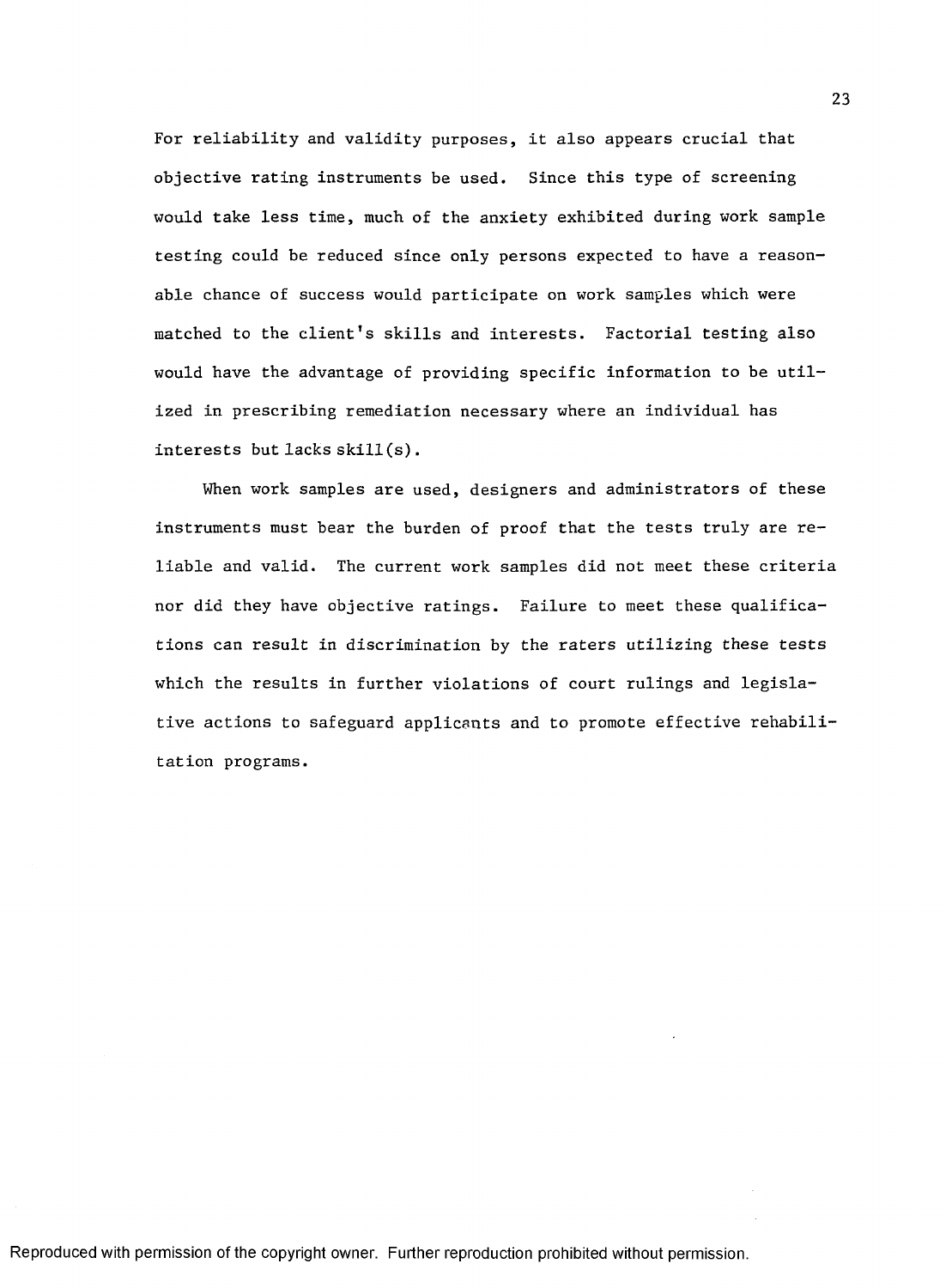For reliability and validity purposes, it also appears crucial that objective rating instruments be used. Since this type of screening would take less time, much of the anxiety exhibited during work sample testing could be reduced since only persons expected to have a reasonable chance of success would participate on work samples which were matched to the client's skills and interests. Factorial testing also would have the advantage of providing specific information to be utilized in prescribing remediation necessary where an individual has interests but lacks skill(s).

When work samples are used, designers and administrators of these instruments must bear the burden of proof that the tests truly are reliable and valid. The current work samples did not meet these criteria nor did they have objective ratings. Failure to meet these qualifications can result in discrimination by the raters utilizing these tests which the results in further violations of court rulings and legislative actions to safeguard applicants and to promote effective rehabilitation programs.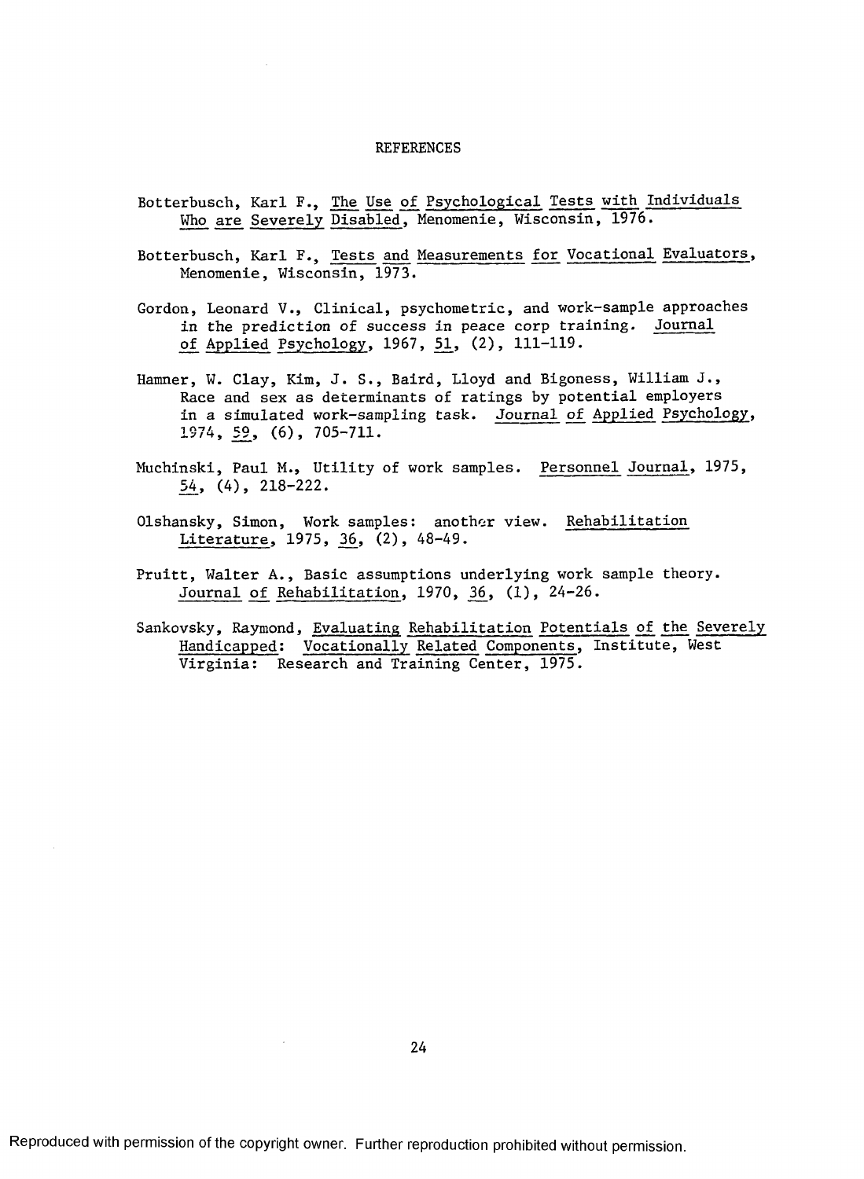# REFERENCES

Botterbusch, Karl F., The Use of Psychological Tests with Individuals Who are Severely Disabled, Menomenie, Wisconsin, 1976.

Botterbusch, Karl F., Tests and Measurements for Vocational Evaluators, Menomenie, Wisconsin, 1973.

Gordon, Leonard V., Clinical, psychometric, and work-sample approaches in the prediction of success in peace corp training. Journal of Applied Psychology, 1967, 51, (2), 111-119.

Hamner, W. Clay, Kim, J. S., Baird, Lloyd and Bigoness, William J., Race and sex as determinants of ratings by potential employers in a simulated work-sampling task. Journal of Applied Psychology, 1974, 59, (6), 705-711.

Muchinski, Paul M., Utility of work samples. Personnel Journal, 1975, 54, (4), 218-222.

Olshansky, Simon, Work samples: another view. Rehabilitation Literature, 1975, 36, (2), 48-49.

Pruitt, Walter A., Basic assumptions underlying work sample theory. Journal of Rehabilitation, 1970, 36, (1), 24-26.

Sankovsky, Raymond, Evaluating Rehabilitation Potentials of the Severely Handicapped: Vocationally Related Components, Institute, West Virginia: Research and Training Center, 1975.